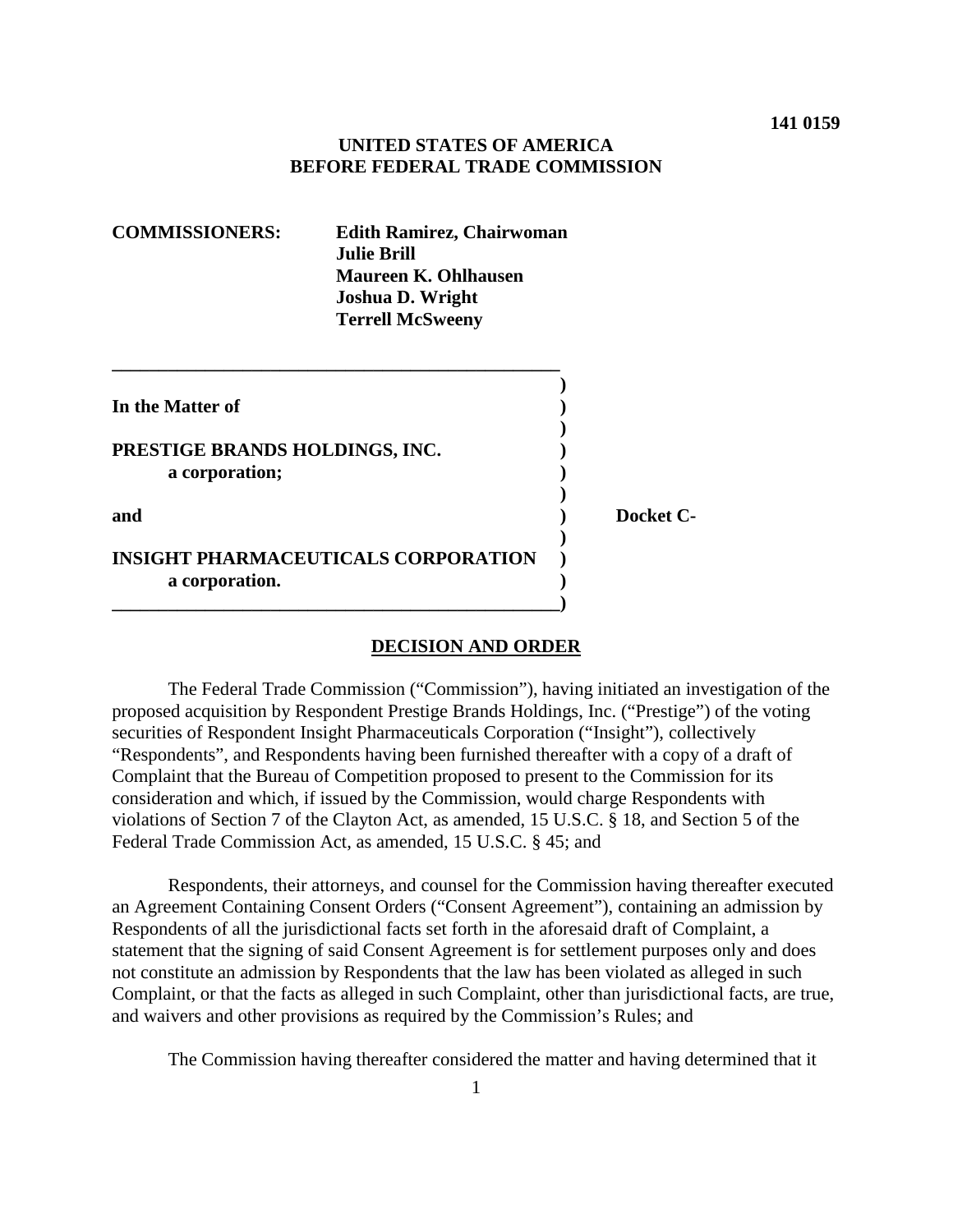**141 0159**

**UNITED STATES OF AMERICA**
**BEFORE FEDERAL TRADE COMMISSION**

**COMMISSIONERS:** **Edith Ramirez, Chairwoman**
**Julie Brill**
**Maureen K. Ohlhausen**
**Joshua D. Wright**
**Terrell McSweeny**

**In the Matter of**

**PRESTIGE BRANDS HOLDINGS, INC.**
**a corporation;**

**and** **Docket C-**

**INSIGHT PHARMACEUTICALS CORPORATION**
**a corporation.**

## DECISION AND ORDER

The Federal Trade Commission ("Commission"), having initiated an investigation of the proposed acquisition by Respondent Prestige Brands Holdings, Inc. ("Prestige") of the voting securities of Respondent Insight Pharmaceuticals Corporation ("Insight"), collectively "Respondents", and Respondents having been furnished thereafter with a copy of a draft of Complaint that the Bureau of Competition proposed to present to the Commission for its consideration and which, if issued by the Commission, would charge Respondents with violations of Section 7 of the Clayton Act, as amended, 15 U.S.C. § 18, and Section 5 of the Federal Trade Commission Act, as amended, 15 U.S.C. § 45; and

Respondents, their attorneys, and counsel for the Commission having thereafter executed an Agreement Containing Consent Orders ("Consent Agreement"), containing an admission by Respondents of all the jurisdictional facts set forth in the aforesaid draft of Complaint, a statement that the signing of said Consent Agreement is for settlement purposes only and does not constitute an admission by Respondents that the law has been violated as alleged in such Complaint, or that the facts as alleged in such Complaint, other than jurisdictional facts, are true, and waivers and other provisions as required by the Commission's Rules; and

The Commission having thereafter considered the matter and having determined that it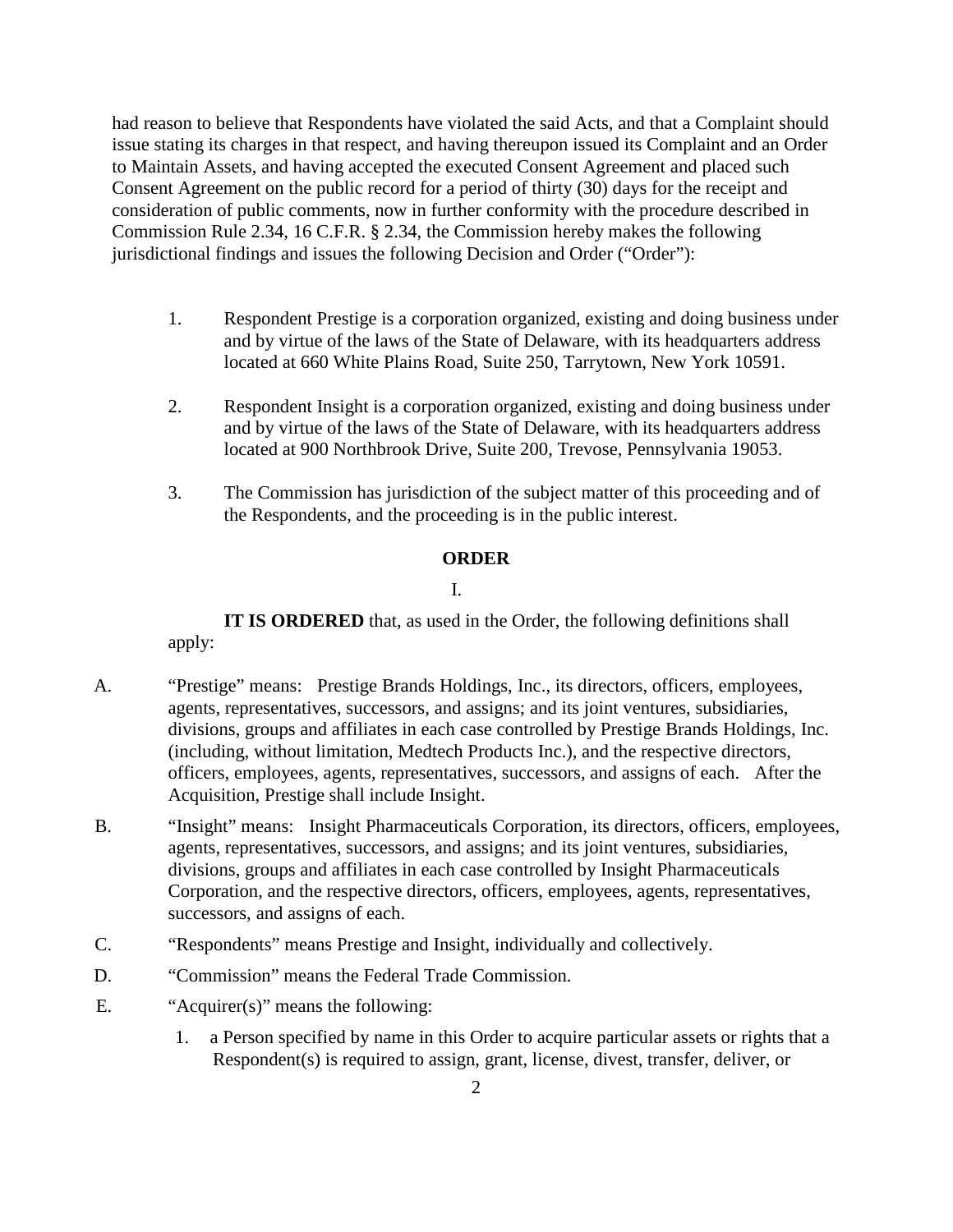had reason to believe that Respondents have violated the said Acts, and that a Complaint should issue stating its charges in that respect, and having thereupon issued its Complaint and an Order to Maintain Assets, and having accepted the executed Consent Agreement and placed such Consent Agreement on the public record for a period of thirty (30) days for the receipt and consideration of public comments, now in further conformity with the procedure described in Commission Rule 2.34, 16 C.F.R. § 2.34, the Commission hereby makes the following jurisdictional findings and issues the following Decision and Order ("Order"):

1. Respondent Prestige is a corporation organized, existing and doing business under and by virtue of the laws of the State of Delaware, with its headquarters address located at 660 White Plains Road, Suite 250, Tarrytown, New York 10591.

2. Respondent Insight is a corporation organized, existing and doing business under and by virtue of the laws of the State of Delaware, with its headquarters address located at 900 Northbrook Drive, Suite 200, Trevose, Pennsylvania 19053.

3. The Commission has jurisdiction of the subject matter of this proceeding and of the Respondents, and the proceeding is in the public interest.

## ORDER

I.

**IT IS ORDERED** that, as used in the Order, the following definitions shall apply:

A. "Prestige" means: Prestige Brands Holdings, Inc., its directors, officers, employees, agents, representatives, successors, and assigns; and its joint ventures, subsidiaries, divisions, groups and affiliates in each case controlled by Prestige Brands Holdings, Inc. (including, without limitation, Medtech Products Inc.), and the respective directors, officers, employees, agents, representatives, successors, and assigns of each. After the Acquisition, Prestige shall include Insight.

B. "Insight" means: Insight Pharmaceuticals Corporation, its directors, officers, employees, agents, representatives, successors, and assigns; and its joint ventures, subsidiaries, divisions, groups and affiliates in each case controlled by Insight Pharmaceuticals Corporation, and the respective directors, officers, employees, agents, representatives, successors, and assigns of each.

C. "Respondents" means Prestige and Insight, individually and collectively.

D. "Commission" means the Federal Trade Commission.

E. "Acquirer(s)" means the following:

1. a Person specified by name in this Order to acquire particular assets or rights that a Respondent(s) is required to assign, grant, license, divest, transfer, deliver, or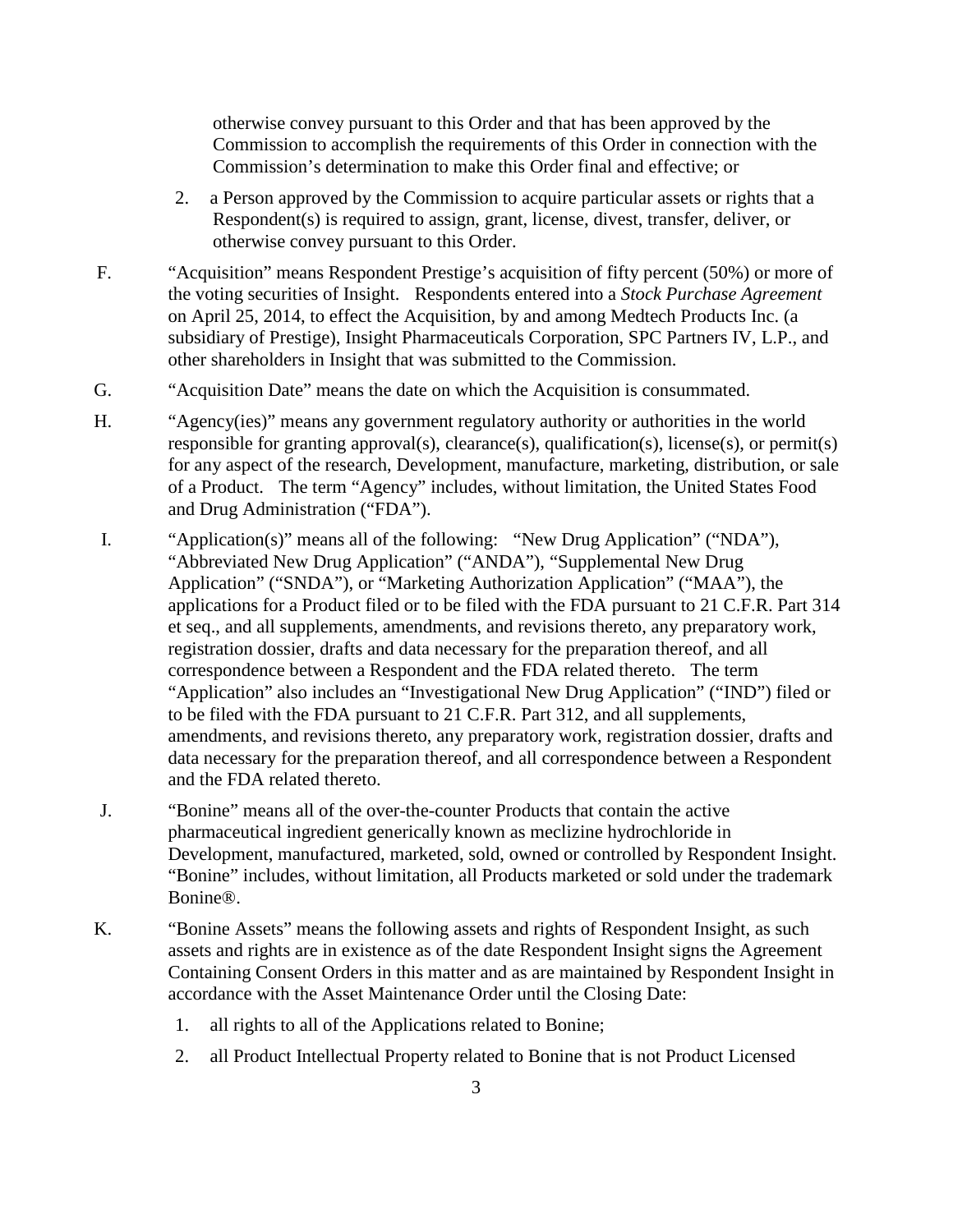otherwise convey pursuant to this Order and that has been approved by the Commission to accomplish the requirements of this Order in connection with the Commission's determination to make this Order final and effective; or

2. a Person approved by the Commission to acquire particular assets or rights that a Respondent(s) is required to assign, grant, license, divest, transfer, deliver, or otherwise convey pursuant to this Order.

F. "Acquisition" means Respondent Prestige's acquisition of fifty percent (50%) or more of the voting securities of Insight. Respondents entered into a *Stock Purchase Agreement* on April 25, 2014, to effect the Acquisition, by and among Medtech Products Inc. (a subsidiary of Prestige), Insight Pharmaceuticals Corporation, SPC Partners IV, L.P., and other shareholders in Insight that was submitted to the Commission.

G. "Acquisition Date" means the date on which the Acquisition is consummated.

H. "Agency(ies)" means any government regulatory authority or authorities in the world responsible for granting approval(s), clearance(s), qualification(s), license(s), or permit(s) for any aspect of the research, Development, manufacture, marketing, distribution, or sale of a Product. The term "Agency" includes, without limitation, the United States Food and Drug Administration ("FDA").

I. "Application(s)" means all of the following: "New Drug Application" ("NDA"), "Abbreviated New Drug Application" ("ANDA"), "Supplemental New Drug Application" ("SNDA"), or "Marketing Authorization Application" ("MAA"), the applications for a Product filed or to be filed with the FDA pursuant to 21 C.F.R. Part 314 et seq., and all supplements, amendments, and revisions thereto, any preparatory work, registration dossier, drafts and data necessary for the preparation thereof, and all correspondence between a Respondent and the FDA related thereto. The term "Application" also includes an "Investigational New Drug Application" ("IND") filed or to be filed with the FDA pursuant to 21 C.F.R. Part 312, and all supplements, amendments, and revisions thereto, any preparatory work, registration dossier, drafts and data necessary for the preparation thereof, and all correspondence between a Respondent and the FDA related thereto.

J. "Bonine" means all of the over-the-counter Products that contain the active pharmaceutical ingredient generically known as meclizine hydrochloride in Development, manufactured, marketed, sold, owned or controlled by Respondent Insight. "Bonine" includes, without limitation, all Products marketed or sold under the trademark Bonine®.

K. "Bonine Assets" means the following assets and rights of Respondent Insight, as such assets and rights are in existence as of the date Respondent Insight signs the Agreement Containing Consent Orders in this matter and as are maintained by Respondent Insight in accordance with the Asset Maintenance Order until the Closing Date:

1. all rights to all of the Applications related to Bonine;

2. all Product Intellectual Property related to Bonine that is not Product Licensed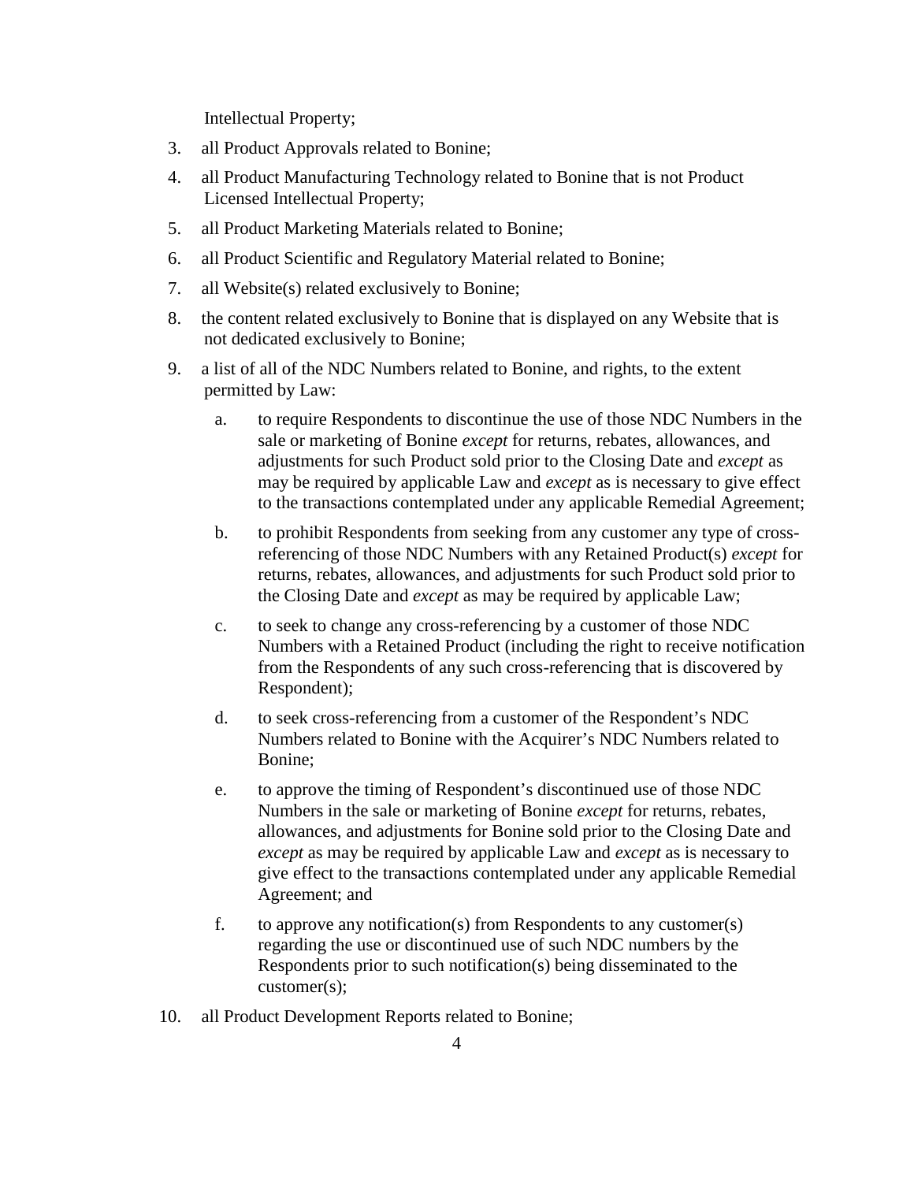Intellectual Property;

3. all Product Approvals related to Bonine;
4. all Product Manufacturing Technology related to Bonine that is not Product Licensed Intellectual Property;
5. all Product Marketing Materials related to Bonine;
6. all Product Scientific and Regulatory Material related to Bonine;
7. all Website(s) related exclusively to Bonine;
8. the content related exclusively to Bonine that is displayed on any Website that is not dedicated exclusively to Bonine;
9. a list of all of the NDC Numbers related to Bonine, and rights, to the extent permitted by Law:
   a. to require Respondents to discontinue the use of those NDC Numbers in the sale or marketing of Bonine *except* for returns, rebates, allowances, and adjustments for such Product sold prior to the Closing Date and *except* as may be required by applicable Law and *except* as is necessary to give effect to the transactions contemplated under any applicable Remedial Agreement;
   b. to prohibit Respondents from seeking from any customer any type of cross-referencing of those NDC Numbers with any Retained Product(s) *except* for returns, rebates, allowances, and adjustments for such Product sold prior to the Closing Date and *except* as may be required by applicable Law;
   c. to seek to change any cross-referencing by a customer of those NDC Numbers with a Retained Product (including the right to receive notification from the Respondents of any such cross-referencing that is discovered by Respondent);
   d. to seek cross-referencing from a customer of the Respondent's NDC Numbers related to Bonine with the Acquirer's NDC Numbers related to Bonine;
   e. to approve the timing of Respondent's discontinued use of those NDC Numbers in the sale or marketing of Bonine *except* for returns, rebates, allowances, and adjustments for Bonine sold prior to the Closing Date and *except* as may be required by applicable Law and *except* as is necessary to give effect to the transactions contemplated under any applicable Remedial Agreement; and
   f. to approve any notification(s) from Respondents to any customer(s) regarding the use or discontinued use of such NDC numbers by the Respondents prior to such notification(s) being disseminated to the customer(s);
10. all Product Development Reports related to Bonine;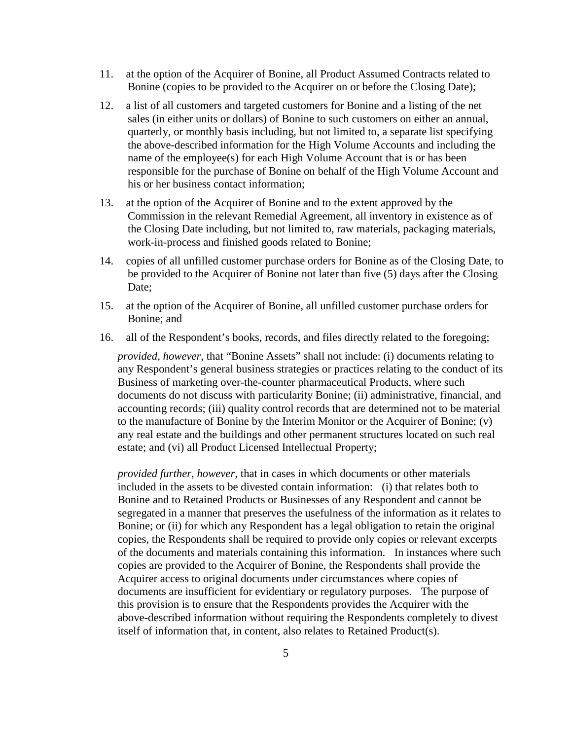11. at the option of the Acquirer of Bonine, all Product Assumed Contracts related to Bonine (copies to be provided to the Acquirer on or before the Closing Date);

12. a list of all customers and targeted customers for Bonine and a listing of the net sales (in either units or dollars) of Bonine to such customers on either an annual, quarterly, or monthly basis including, but not limited to, a separate list specifying the above-described information for the High Volume Accounts and including the name of the employee(s) for each High Volume Account that is or has been responsible for the purchase of Bonine on behalf of the High Volume Account and his or her business contact information;

13. at the option of the Acquirer of Bonine and to the extent approved by the Commission in the relevant Remedial Agreement, all inventory in existence as of the Closing Date including, but not limited to, raw materials, packaging materials, work-in-process and finished goods related to Bonine;

14. copies of all unfilled customer purchase orders for Bonine as of the Closing Date, to be provided to the Acquirer of Bonine not later than five (5) days after the Closing Date;

15. at the option of the Acquirer of Bonine, all unfilled customer purchase orders for Bonine; and

16. all of the Respondent's books, records, and files directly related to the foregoing;

*provided, however*, that "Bonine Assets" shall not include: (i) documents relating to any Respondent's general business strategies or practices relating to the conduct of its Business of marketing over-the-counter pharmaceutical Products, where such documents do not discuss with particularity Bonine; (ii) administrative, financial, and accounting records; (iii) quality control records that are determined not to be material to the manufacture of Bonine by the Interim Monitor or the Acquirer of Bonine; (v) any real estate and the buildings and other permanent structures located on such real estate; and (vi) all Product Licensed Intellectual Property;

*provided further, however*, that in cases in which documents or other materials included in the assets to be divested contain information: (i) that relates both to Bonine and to Retained Products or Businesses of any Respondent and cannot be segregated in a manner that preserves the usefulness of the information as it relates to Bonine; or (ii) for which any Respondent has a legal obligation to retain the original copies, the Respondents shall be required to provide only copies or relevant excerpts of the documents and materials containing this information. In instances where such copies are provided to the Acquirer of Bonine, the Respondents shall provide the Acquirer access to original documents under circumstances where copies of documents are insufficient for evidentiary or regulatory purposes. The purpose of this provision is to ensure that the Respondents provides the Acquirer with the above-described information without requiring the Respondents completely to divest itself of information that, in content, also relates to Retained Product(s).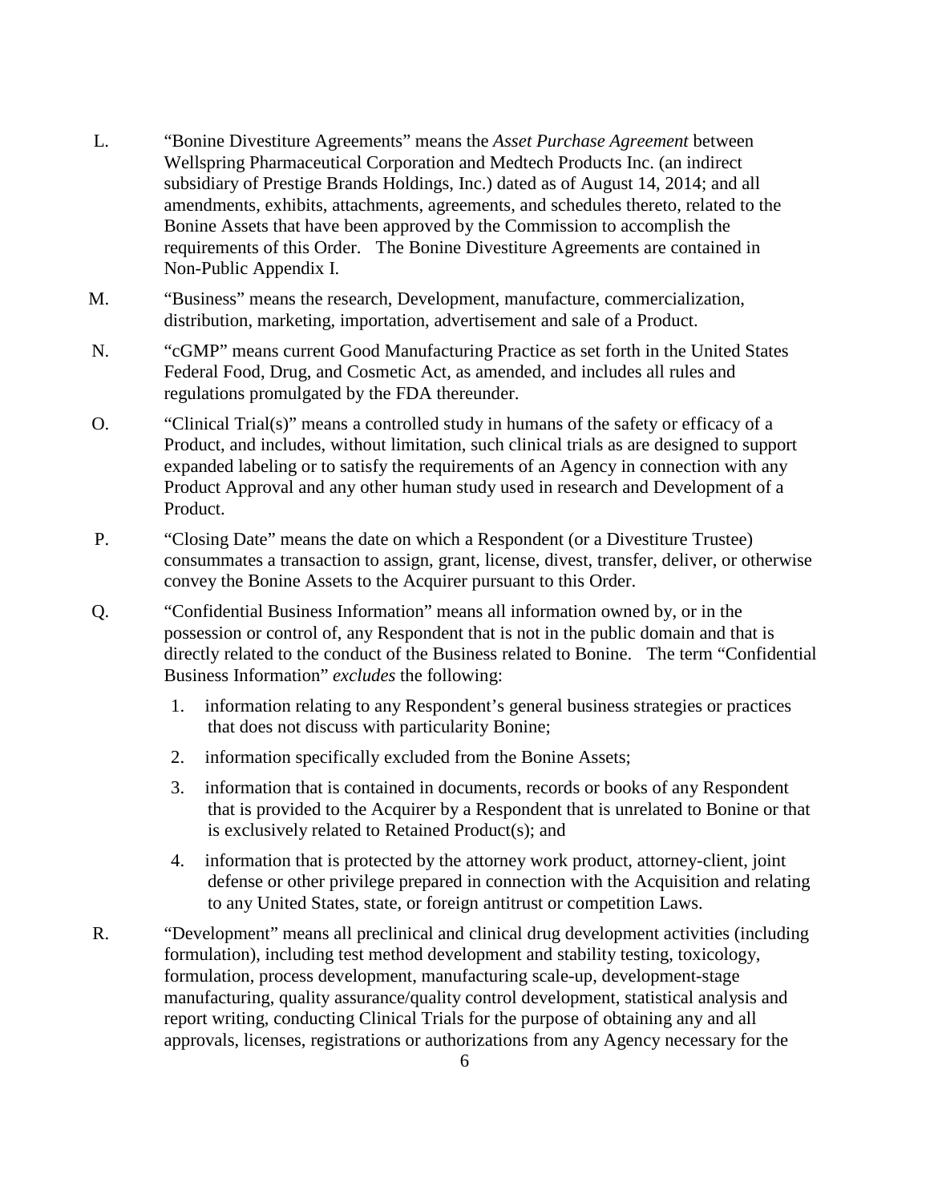L. "Bonine Divestiture Agreements" means the *Asset Purchase Agreement* between Wellspring Pharmaceutical Corporation and Medtech Products Inc. (an indirect subsidiary of Prestige Brands Holdings, Inc.) dated as of August 14, 2014; and all amendments, exhibits, attachments, agreements, and schedules thereto, related to the Bonine Assets that have been approved by the Commission to accomplish the requirements of this Order. The Bonine Divestiture Agreements are contained in Non-Public Appendix I.

M. "Business" means the research, Development, manufacture, commercialization, distribution, marketing, importation, advertisement and sale of a Product.

N. "cGMP" means current Good Manufacturing Practice as set forth in the United States Federal Food, Drug, and Cosmetic Act, as amended, and includes all rules and regulations promulgated by the FDA thereunder.

O. "Clinical Trial(s)" means a controlled study in humans of the safety or efficacy of a Product, and includes, without limitation, such clinical trials as are designed to support expanded labeling or to satisfy the requirements of an Agency in connection with any Product Approval and any other human study used in research and Development of a Product.

P. "Closing Date" means the date on which a Respondent (or a Divestiture Trustee) consummates a transaction to assign, grant, license, divest, transfer, deliver, or otherwise convey the Bonine Assets to the Acquirer pursuant to this Order.

Q. "Confidential Business Information" means all information owned by, or in the possession or control of, any Respondent that is not in the public domain and that is directly related to the conduct of the Business related to Bonine. The term "Confidential Business Information" *excludes* the following:

1. information relating to any Respondent's general business strategies or practices that does not discuss with particularity Bonine;
2. information specifically excluded from the Bonine Assets;
3. information that is contained in documents, records or books of any Respondent that is provided to the Acquirer by a Respondent that is unrelated to Bonine or that is exclusively related to Retained Product(s); and
4. information that is protected by the attorney work product, attorney-client, joint defense or other privilege prepared in connection with the Acquisition and relating to any United States, state, or foreign antitrust or competition Laws.

R. "Development" means all preclinical and clinical drug development activities (including formulation), including test method development and stability testing, toxicology, formulation, process development, manufacturing scale-up, development-stage manufacturing, quality assurance/quality control development, statistical analysis and report writing, conducting Clinical Trials for the purpose of obtaining any and all approvals, licenses, registrations or authorizations from any Agency necessary for the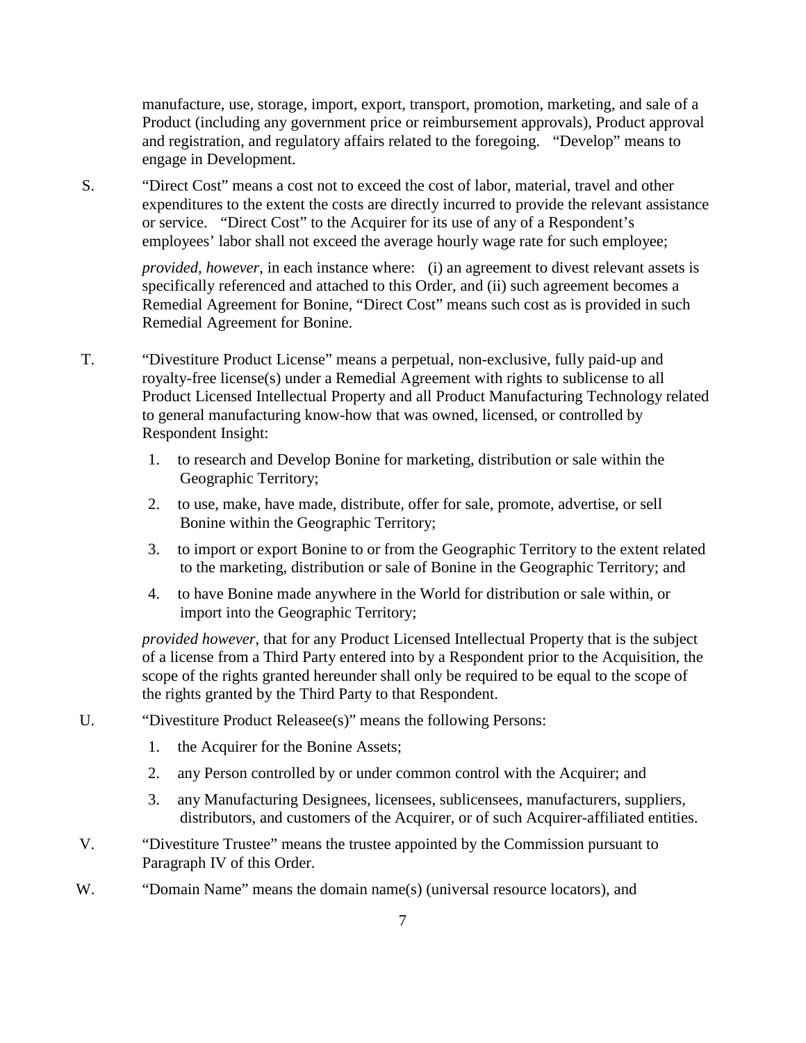manufacture, use, storage, import, export, transport, promotion, marketing, and sale of a Product (including any government price or reimbursement approvals), Product approval and registration, and regulatory affairs related to the foregoing. "Develop" means to engage in Development.

S. "Direct Cost" means a cost not to exceed the cost of labor, material, travel and other expenditures to the extent the costs are directly incurred to provide the relevant assistance or service. "Direct Cost" to the Acquirer for its use of any of a Respondent's employees' labor shall not exceed the average hourly wage rate for such employee;

*provided, however*, in each instance where: (i) an agreement to divest relevant assets is specifically referenced and attached to this Order, and (ii) such agreement becomes a Remedial Agreement for Bonine, "Direct Cost" means such cost as is provided in such Remedial Agreement for Bonine.

T. "Divestiture Product License" means a perpetual, non-exclusive, fully paid-up and royalty-free license(s) under a Remedial Agreement with rights to sublicense to all Product Licensed Intellectual Property and all Product Manufacturing Technology related to general manufacturing know-how that was owned, licensed, or controlled by Respondent Insight:

1. to research and Develop Bonine for marketing, distribution or sale within the Geographic Territory;
2. to use, make, have made, distribute, offer for sale, promote, advertise, or sell Bonine within the Geographic Territory;
3. to import or export Bonine to or from the Geographic Territory to the extent related to the marketing, distribution or sale of Bonine in the Geographic Territory; and
4. to have Bonine made anywhere in the World for distribution or sale within, or import into the Geographic Territory;

*provided however*, that for any Product Licensed Intellectual Property that is the subject of a license from a Third Party entered into by a Respondent prior to the Acquisition, the scope of the rights granted hereunder shall only be required to be equal to the scope of the rights granted by the Third Party to that Respondent.

U. "Divestiture Product Releasee(s)" means the following Persons:

1. the Acquirer for the Bonine Assets;
2. any Person controlled by or under common control with the Acquirer; and
3. any Manufacturing Designees, licensees, sublicensees, manufacturers, suppliers, distributors, and customers of the Acquirer, or of such Acquirer-affiliated entities.

V. "Divestiture Trustee" means the trustee appointed by the Commission pursuant to Paragraph IV of this Order.

W. "Domain Name" means the domain name(s) (universal resource locators), and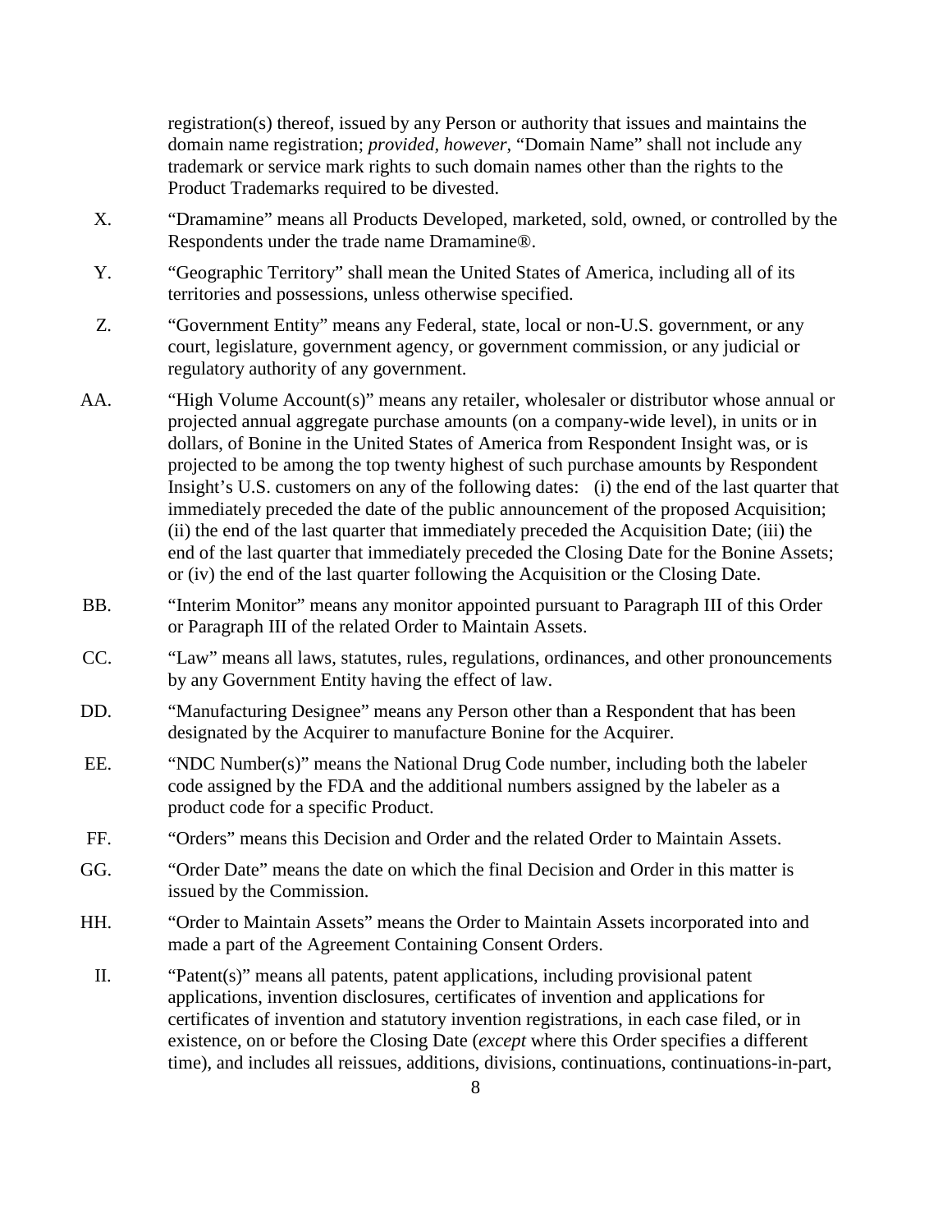registration(s) thereof, issued by any Person or authority that issues and maintains the domain name registration; *provided, however*, "Domain Name" shall not include any trademark or service mark rights to such domain names other than the rights to the Product Trademarks required to be divested.

X. "Dramamine" means all Products Developed, marketed, sold, owned, or controlled by the Respondents under the trade name Dramamine®.

Y. "Geographic Territory" shall mean the United States of America, including all of its territories and possessions, unless otherwise specified.

Z. "Government Entity" means any Federal, state, local or non-U.S. government, or any court, legislature, government agency, or government commission, or any judicial or regulatory authority of any government.

AA. "High Volume Account(s)" means any retailer, wholesaler or distributor whose annual or projected annual aggregate purchase amounts (on a company-wide level), in units or in dollars, of Bonine in the United States of America from Respondent Insight was, or is projected to be among the top twenty highest of such purchase amounts by Respondent Insight's U.S. customers on any of the following dates: (i) the end of the last quarter that immediately preceded the date of the public announcement of the proposed Acquisition; (ii) the end of the last quarter that immediately preceded the Acquisition Date; (iii) the end of the last quarter that immediately preceded the Closing Date for the Bonine Assets; or (iv) the end of the last quarter following the Acquisition or the Closing Date.

BB. "Interim Monitor" means any monitor appointed pursuant to Paragraph III of this Order or Paragraph III of the related Order to Maintain Assets.

CC. "Law" means all laws, statutes, rules, regulations, ordinances, and other pronouncements by any Government Entity having the effect of law.

DD. "Manufacturing Designee" means any Person other than a Respondent that has been designated by the Acquirer to manufacture Bonine for the Acquirer.

EE. "NDC Number(s)" means the National Drug Code number, including both the labeler code assigned by the FDA and the additional numbers assigned by the labeler as a product code for a specific Product.

FF. "Orders" means this Decision and Order and the related Order to Maintain Assets.

GG. "Order Date" means the date on which the final Decision and Order in this matter is issued by the Commission.

HH. "Order to Maintain Assets" means the Order to Maintain Assets incorporated into and made a part of the Agreement Containing Consent Orders.

II. "Patent(s)" means all patents, patent applications, including provisional patent applications, invention disclosures, certificates of invention and applications for certificates of invention and statutory invention registrations, in each case filed, or in existence, on or before the Closing Date (*except* where this Order specifies a different time), and includes all reissues, additions, divisions, continuations, continuations-in-part,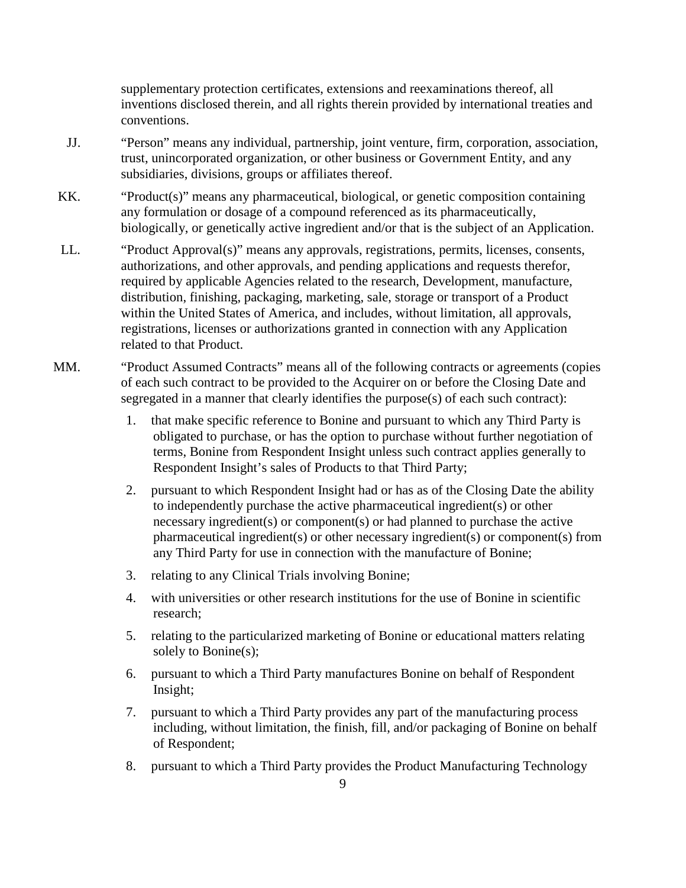supplementary protection certificates, extensions and reexaminations thereof, all inventions disclosed therein, and all rights therein provided by international treaties and conventions.

JJ. "Person" means any individual, partnership, joint venture, firm, corporation, association, trust, unincorporated organization, or other business or Government Entity, and any subsidiaries, divisions, groups or affiliates thereof.

KK. "Product(s)" means any pharmaceutical, biological, or genetic composition containing any formulation or dosage of a compound referenced as its pharmaceutically, biologically, or genetically active ingredient and/or that is the subject of an Application.

LL. "Product Approval(s)" means any approvals, registrations, permits, licenses, consents, authorizations, and other approvals, and pending applications and requests therefor, required by applicable Agencies related to the research, Development, manufacture, distribution, finishing, packaging, marketing, sale, storage or transport of a Product within the United States of America, and includes, without limitation, all approvals, registrations, licenses or authorizations granted in connection with any Application related to that Product.

MM. "Product Assumed Contracts" means all of the following contracts or agreements (copies of each such contract to be provided to the Acquirer on or before the Closing Date and segregated in a manner that clearly identifies the purpose(s) of each such contract):

1. that make specific reference to Bonine and pursuant to which any Third Party is obligated to purchase, or has the option to purchase without further negotiation of terms, Bonine from Respondent Insight unless such contract applies generally to Respondent Insight's sales of Products to that Third Party;
2. pursuant to which Respondent Insight had or has as of the Closing Date the ability to independently purchase the active pharmaceutical ingredient(s) or other necessary ingredient(s) or component(s) or had planned to purchase the active pharmaceutical ingredient(s) or other necessary ingredient(s) or component(s) from any Third Party for use in connection with the manufacture of Bonine;
3. relating to any Clinical Trials involving Bonine;
4. with universities or other research institutions for the use of Bonine in scientific research;
5. relating to the particularized marketing of Bonine or educational matters relating solely to Bonine(s);
6. pursuant to which a Third Party manufactures Bonine on behalf of Respondent Insight;
7. pursuant to which a Third Party provides any part of the manufacturing process including, without limitation, the finish, fill, and/or packaging of Bonine on behalf of Respondent;
8. pursuant to which a Third Party provides the Product Manufacturing Technology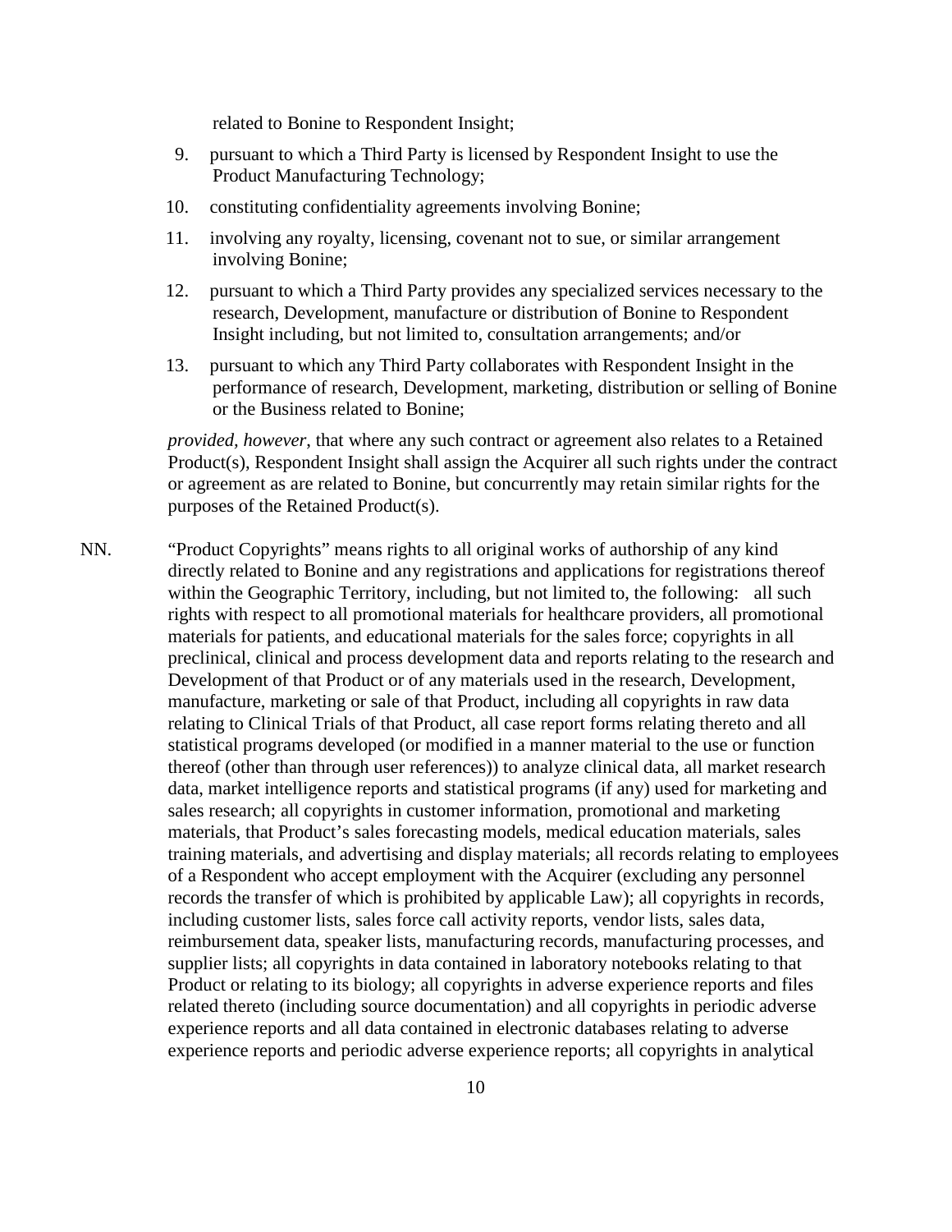related to Bonine to Respondent Insight;

9. pursuant to which a Third Party is licensed by Respondent Insight to use the Product Manufacturing Technology;

10. constituting confidentiality agreements involving Bonine;

11. involving any royalty, licensing, covenant not to sue, or similar arrangement involving Bonine;

12. pursuant to which a Third Party provides any specialized services necessary to the research, Development, manufacture or distribution of Bonine to Respondent Insight including, but not limited to, consultation arrangements; and/or

13. pursuant to which any Third Party collaborates with Respondent Insight in the performance of research, Development, marketing, distribution or selling of Bonine or the Business related to Bonine;

*provided, however*, that where any such contract or agreement also relates to a Retained Product(s), Respondent Insight shall assign the Acquirer all such rights under the contract or agreement as are related to Bonine, but concurrently may retain similar rights for the purposes of the Retained Product(s).

NN. "Product Copyrights" means rights to all original works of authorship of any kind directly related to Bonine and any registrations and applications for registrations thereof within the Geographic Territory, including, but not limited to, the following: all such rights with respect to all promotional materials for healthcare providers, all promotional materials for patients, and educational materials for the sales force; copyrights in all preclinical, clinical and process development data and reports relating to the research and Development of that Product or of any materials used in the research, Development, manufacture, marketing or sale of that Product, including all copyrights in raw data relating to Clinical Trials of that Product, all case report forms relating thereto and all statistical programs developed (or modified in a manner material to the use or function thereof (other than through user references)) to analyze clinical data, all market research data, market intelligence reports and statistical programs (if any) used for marketing and sales research; all copyrights in customer information, promotional and marketing materials, that Product's sales forecasting models, medical education materials, sales training materials, and advertising and display materials; all records relating to employees of a Respondent who accept employment with the Acquirer (excluding any personnel records the transfer of which is prohibited by applicable Law); all copyrights in records, including customer lists, sales force call activity reports, vendor lists, sales data, reimbursement data, speaker lists, manufacturing records, manufacturing processes, and supplier lists; all copyrights in data contained in laboratory notebooks relating to that Product or relating to its biology; all copyrights in adverse experience reports and files related thereto (including source documentation) and all copyrights in periodic adverse experience reports and all data contained in electronic databases relating to adverse experience reports and periodic adverse experience reports; all copyrights in analytical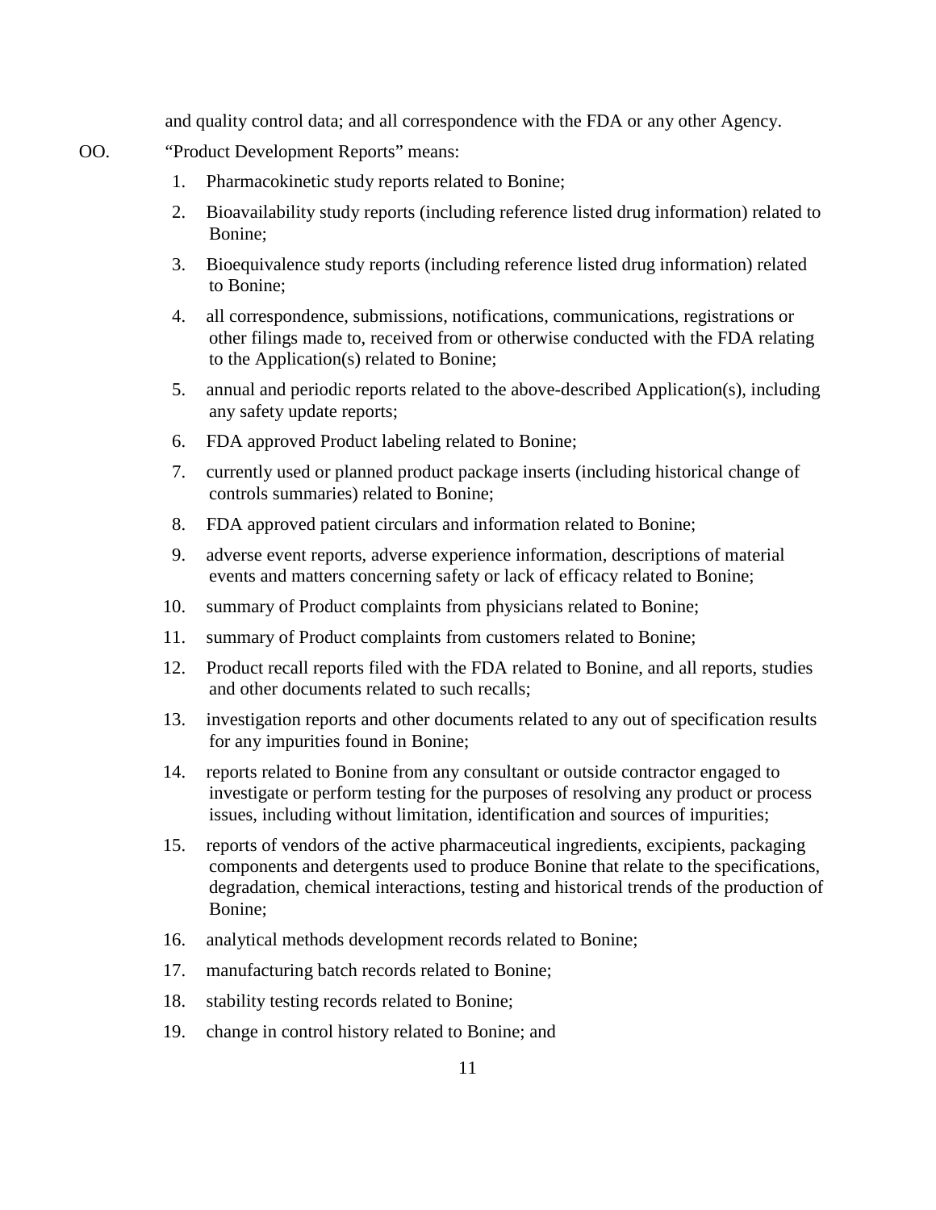and quality control data; and all correspondence with the FDA or any other Agency.

OO. "Product Development Reports" means:

1. Pharmacokinetic study reports related to Bonine;
2. Bioavailability study reports (including reference listed drug information) related to Bonine;
3. Bioequivalence study reports (including reference listed drug information) related to Bonine;
4. all correspondence, submissions, notifications, communications, registrations or other filings made to, received from or otherwise conducted with the FDA relating to the Application(s) related to Bonine;
5. annual and periodic reports related to the above-described Application(s), including any safety update reports;
6. FDA approved Product labeling related to Bonine;
7. currently used or planned product package inserts (including historical change of controls summaries) related to Bonine;
8. FDA approved patient circulars and information related to Bonine;
9. adverse event reports, adverse experience information, descriptions of material events and matters concerning safety or lack of efficacy related to Bonine;
10. summary of Product complaints from physicians related to Bonine;
11. summary of Product complaints from customers related to Bonine;
12. Product recall reports filed with the FDA related to Bonine, and all reports, studies and other documents related to such recalls;
13. investigation reports and other documents related to any out of specification results for any impurities found in Bonine;
14. reports related to Bonine from any consultant or outside contractor engaged to investigate or perform testing for the purposes of resolving any product or process issues, including without limitation, identification and sources of impurities;
15. reports of vendors of the active pharmaceutical ingredients, excipients, packaging components and detergents used to produce Bonine that relate to the specifications, degradation, chemical interactions, testing and historical trends of the production of Bonine;
16. analytical methods development records related to Bonine;
17. manufacturing batch records related to Bonine;
18. stability testing records related to Bonine;
19. change in control history related to Bonine; and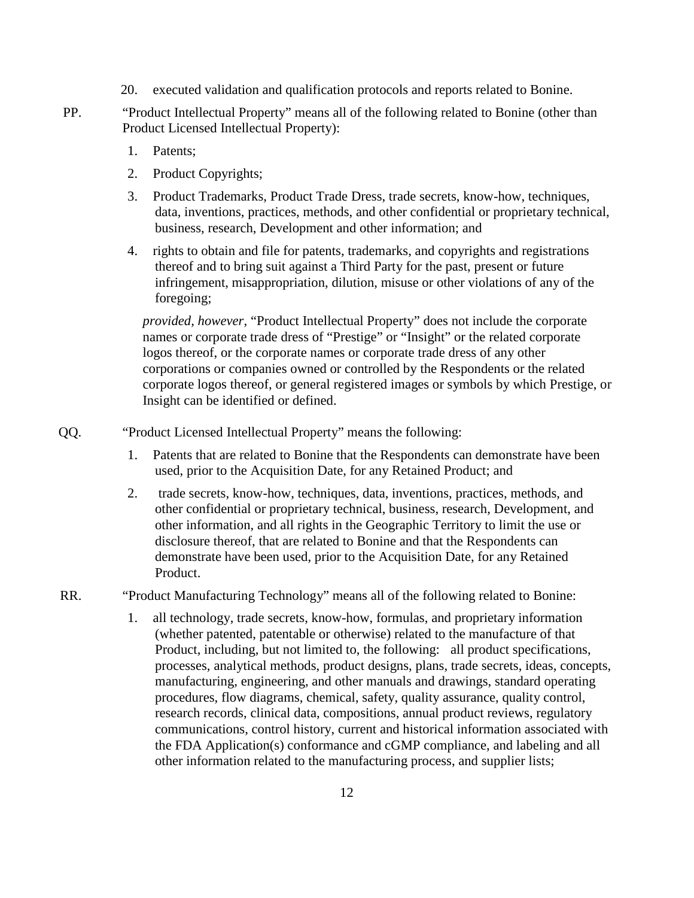20. executed validation and qualification protocols and reports related to Bonine.

PP. "Product Intellectual Property" means all of the following related to Bonine (other than Product Licensed Intellectual Property):

1. Patents;
2. Product Copyrights;
3. Product Trademarks, Product Trade Dress, trade secrets, know-how, techniques, data, inventions, practices, methods, and other confidential or proprietary technical, business, research, Development and other information; and
4. rights to obtain and file for patents, trademarks, and copyrights and registrations thereof and to bring suit against a Third Party for the past, present or future infringement, misappropriation, dilution, misuse or other violations of any of the foregoing;

*provided, however*, "Product Intellectual Property" does not include the corporate names or corporate trade dress of "Prestige" or "Insight" or the related corporate logos thereof, or the corporate names or corporate trade dress of any other corporations or companies owned or controlled by the Respondents or the related corporate logos thereof, or general registered images or symbols by which Prestige, or Insight can be identified or defined.

QQ. "Product Licensed Intellectual Property" means the following:

1. Patents that are related to Bonine that the Respondents can demonstrate have been used, prior to the Acquisition Date, for any Retained Product; and
2. trade secrets, know-how, techniques, data, inventions, practices, methods, and other confidential or proprietary technical, business, research, Development, and other information, and all rights in the Geographic Territory to limit the use or disclosure thereof, that are related to Bonine and that the Respondents can demonstrate have been used, prior to the Acquisition Date, for any Retained Product.

RR. "Product Manufacturing Technology" means all of the following related to Bonine:

1. all technology, trade secrets, know-how, formulas, and proprietary information (whether patented, patentable or otherwise) related to the manufacture of that Product, including, but not limited to, the following: all product specifications, processes, analytical methods, product designs, plans, trade secrets, ideas, concepts, manufacturing, engineering, and other manuals and drawings, standard operating procedures, flow diagrams, chemical, safety, quality assurance, quality control, research records, clinical data, compositions, annual product reviews, regulatory communications, control history, current and historical information associated with the FDA Application(s) conformance and cGMP compliance, and labeling and all other information related to the manufacturing process, and supplier lists;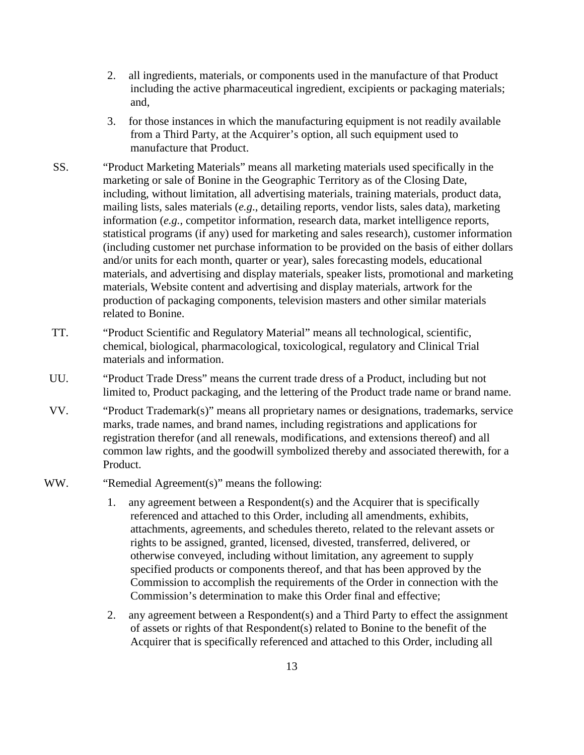2. all ingredients, materials, or components used in the manufacture of that Product including the active pharmaceutical ingredient, excipients or packaging materials; and,

3. for those instances in which the manufacturing equipment is not readily available from a Third Party, at the Acquirer's option, all such equipment used to manufacture that Product.

SS. "Product Marketing Materials" means all marketing materials used specifically in the marketing or sale of Bonine in the Geographic Territory as of the Closing Date, including, without limitation, all advertising materials, training materials, product data, mailing lists, sales materials (*e.g*., detailing reports, vendor lists, sales data), marketing information (*e.g.*, competitor information, research data, market intelligence reports, statistical programs (if any) used for marketing and sales research), customer information (including customer net purchase information to be provided on the basis of either dollars and/or units for each month, quarter or year), sales forecasting models, educational materials, and advertising and display materials, speaker lists, promotional and marketing materials, Website content and advertising and display materials, artwork for the production of packaging components, television masters and other similar materials related to Bonine.

TT. "Product Scientific and Regulatory Material" means all technological, scientific, chemical, biological, pharmacological, toxicological, regulatory and Clinical Trial materials and information.

UU. "Product Trade Dress" means the current trade dress of a Product, including but not limited to, Product packaging, and the lettering of the Product trade name or brand name.

VV. "Product Trademark(s)" means all proprietary names or designations, trademarks, service marks, trade names, and brand names, including registrations and applications for registration therefor (and all renewals, modifications, and extensions thereof) and all common law rights, and the goodwill symbolized thereby and associated therewith, for a Product.

WW. "Remedial Agreement(s)" means the following:

1. any agreement between a Respondent(s) and the Acquirer that is specifically referenced and attached to this Order, including all amendments, exhibits, attachments, agreements, and schedules thereto, related to the relevant assets or rights to be assigned, granted, licensed, divested, transferred, delivered, or otherwise conveyed, including without limitation, any agreement to supply specified products or components thereof, and that has been approved by the Commission to accomplish the requirements of the Order in connection with the Commission's determination to make this Order final and effective;

2. any agreement between a Respondent(s) and a Third Party to effect the assignment of assets or rights of that Respondent(s) related to Bonine to the benefit of the Acquirer that is specifically referenced and attached to this Order, including all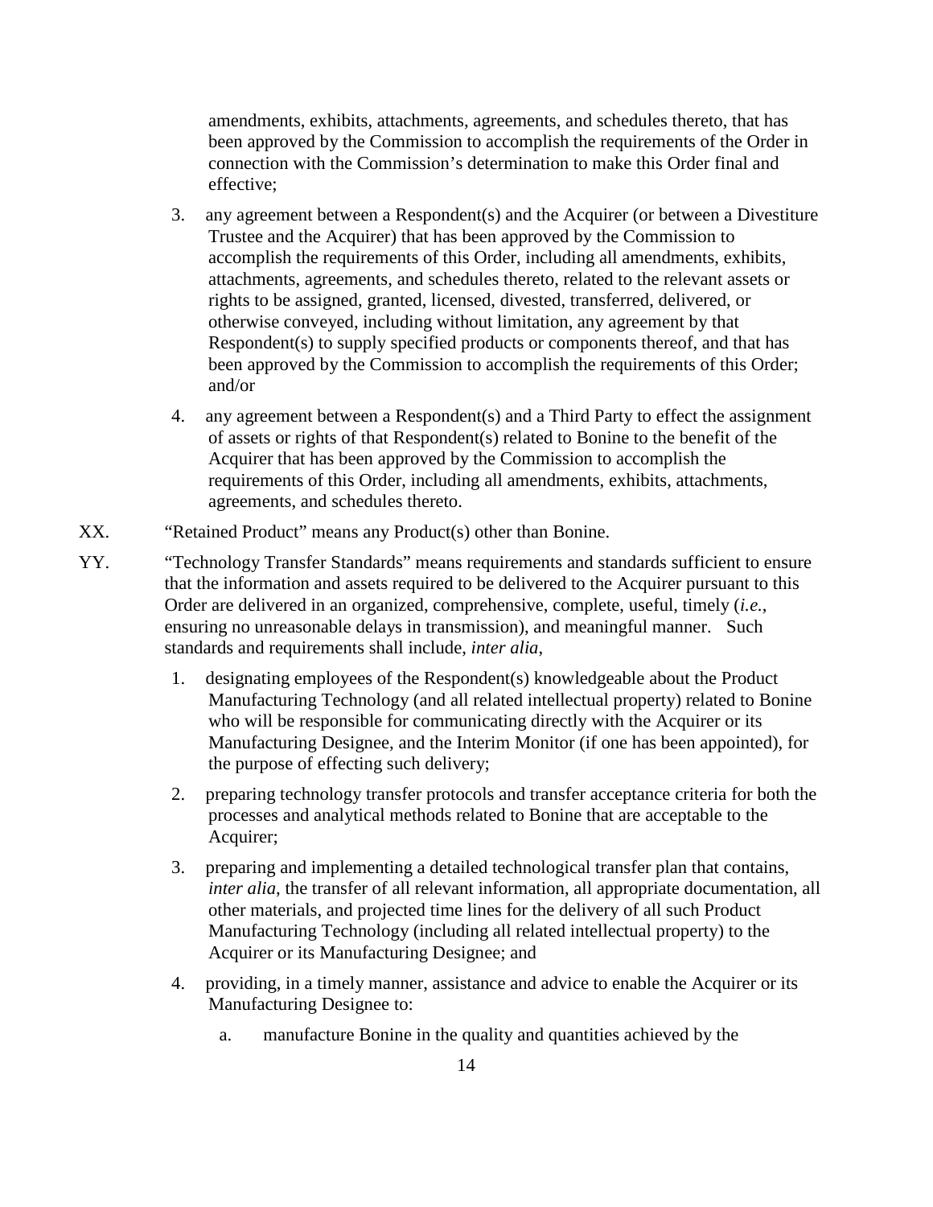amendments, exhibits, attachments, agreements, and schedules thereto, that has been approved by the Commission to accomplish the requirements of the Order in connection with the Commission's determination to make this Order final and effective;

3. any agreement between a Respondent(s) and the Acquirer (or between a Divestiture Trustee and the Acquirer) that has been approved by the Commission to accomplish the requirements of this Order, including all amendments, exhibits, attachments, agreements, and schedules thereto, related to the relevant assets or rights to be assigned, granted, licensed, divested, transferred, delivered, or otherwise conveyed, including without limitation, any agreement by that Respondent(s) to supply specified products or components thereof, and that has been approved by the Commission to accomplish the requirements of this Order; and/or

4. any agreement between a Respondent(s) and a Third Party to effect the assignment of assets or rights of that Respondent(s) related to Bonine to the benefit of the Acquirer that has been approved by the Commission to accomplish the requirements of this Order, including all amendments, exhibits, attachments, agreements, and schedules thereto.

XX. "Retained Product" means any Product(s) other than Bonine.

YY. "Technology Transfer Standards" means requirements and standards sufficient to ensure that the information and assets required to be delivered to the Acquirer pursuant to this Order are delivered in an organized, comprehensive, complete, useful, timely (*i.e.*, ensuring no unreasonable delays in transmission), and meaningful manner. Such standards and requirements shall include, *inter alia*,

1. designating employees of the Respondent(s) knowledgeable about the Product Manufacturing Technology (and all related intellectual property) related to Bonine who will be responsible for communicating directly with the Acquirer or its Manufacturing Designee, and the Interim Monitor (if one has been appointed), for the purpose of effecting such delivery;

2. preparing technology transfer protocols and transfer acceptance criteria for both the processes and analytical methods related to Bonine that are acceptable to the Acquirer;

3. preparing and implementing a detailed technological transfer plan that contains, *inter alia*, the transfer of all relevant information, all appropriate documentation, all other materials, and projected time lines for the delivery of all such Product Manufacturing Technology (including all related intellectual property) to the Acquirer or its Manufacturing Designee; and

4. providing, in a timely manner, assistance and advice to enable the Acquirer or its Manufacturing Designee to:

   a. manufacture Bonine in the quality and quantities achieved by the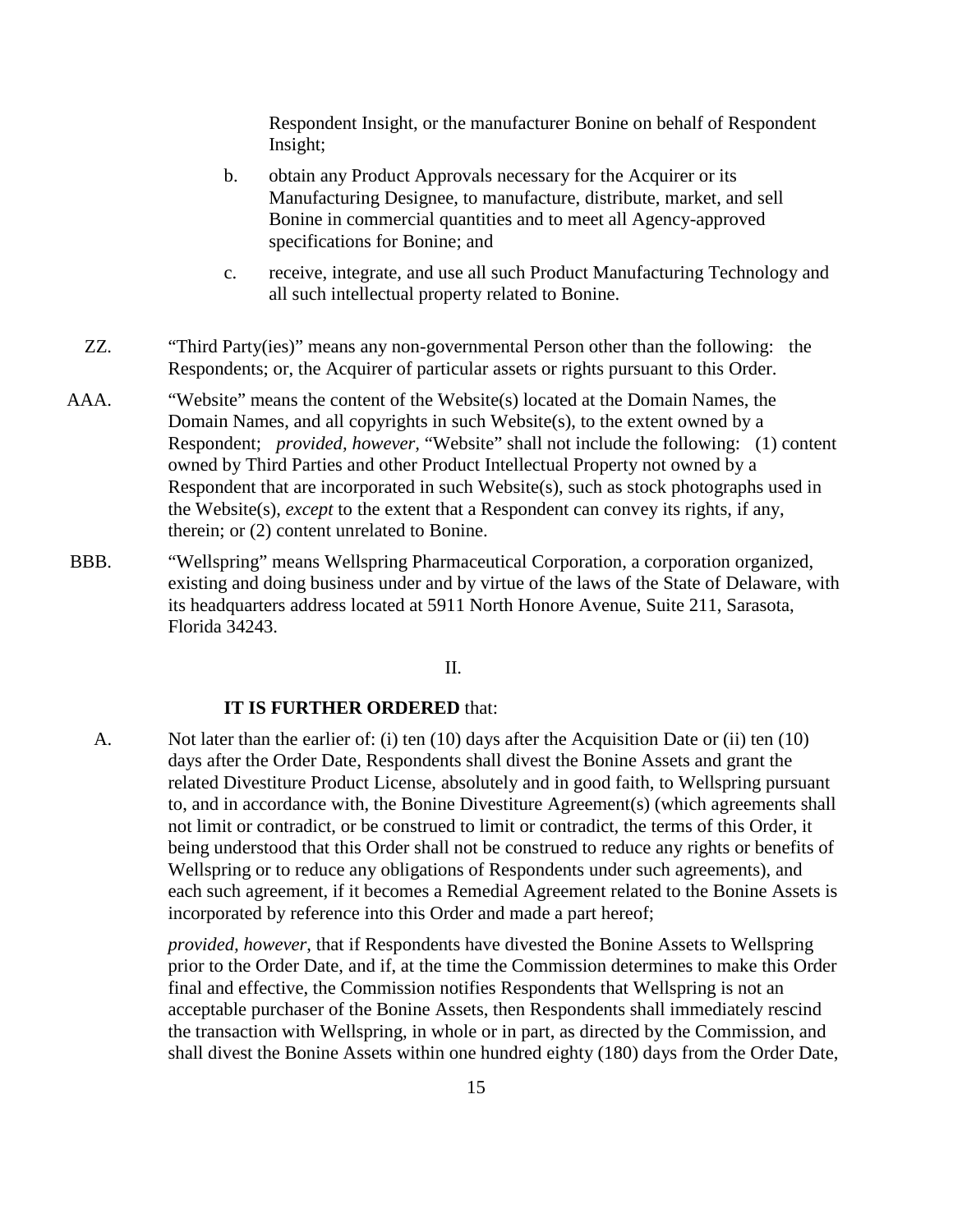Respondent Insight, or the manufacturer Bonine on behalf of Respondent Insight;

b. obtain any Product Approvals necessary for the Acquirer or its Manufacturing Designee, to manufacture, distribute, market, and sell Bonine in commercial quantities and to meet all Agency-approved specifications for Bonine; and

c. receive, integrate, and use all such Product Manufacturing Technology and all such intellectual property related to Bonine.

ZZ. "Third Party(ies)" means any non-governmental Person other than the following: the Respondents; or, the Acquirer of particular assets or rights pursuant to this Order.

AAA. "Website" means the content of the Website(s) located at the Domain Names, the Domain Names, and all copyrights in such Website(s), to the extent owned by a Respondent; *provided, however,* "Website" shall not include the following: (1) content owned by Third Parties and other Product Intellectual Property not owned by a Respondent that are incorporated in such Website(s), such as stock photographs used in the Website(s), *except* to the extent that a Respondent can convey its rights, if any, therein; or (2) content unrelated to Bonine.

BBB. "Wellspring" means Wellspring Pharmaceutical Corporation, a corporation organized, existing and doing business under and by virtue of the laws of the State of Delaware, with its headquarters address located at 5911 North Honore Avenue, Suite 211, Sarasota, Florida 34243.

II.

**IT IS FURTHER ORDERED** that:

A. Not later than the earlier of: (i) ten (10) days after the Acquisition Date or (ii) ten (10) days after the Order Date, Respondents shall divest the Bonine Assets and grant the related Divestiture Product License, absolutely and in good faith, to Wellspring pursuant to, and in accordance with, the Bonine Divestiture Agreement(s) (which agreements shall not limit or contradict, or be construed to limit or contradict, the terms of this Order, it being understood that this Order shall not be construed to reduce any rights or benefits of Wellspring or to reduce any obligations of Respondents under such agreements), and each such agreement, if it becomes a Remedial Agreement related to the Bonine Assets is incorporated by reference into this Order and made a part hereof;

*provided, however*, that if Respondents have divested the Bonine Assets to Wellspring prior to the Order Date, and if, at the time the Commission determines to make this Order final and effective, the Commission notifies Respondents that Wellspring is not an acceptable purchaser of the Bonine Assets, then Respondents shall immediately rescind the transaction with Wellspring, in whole or in part, as directed by the Commission, and shall divest the Bonine Assets within one hundred eighty (180) days from the Order Date,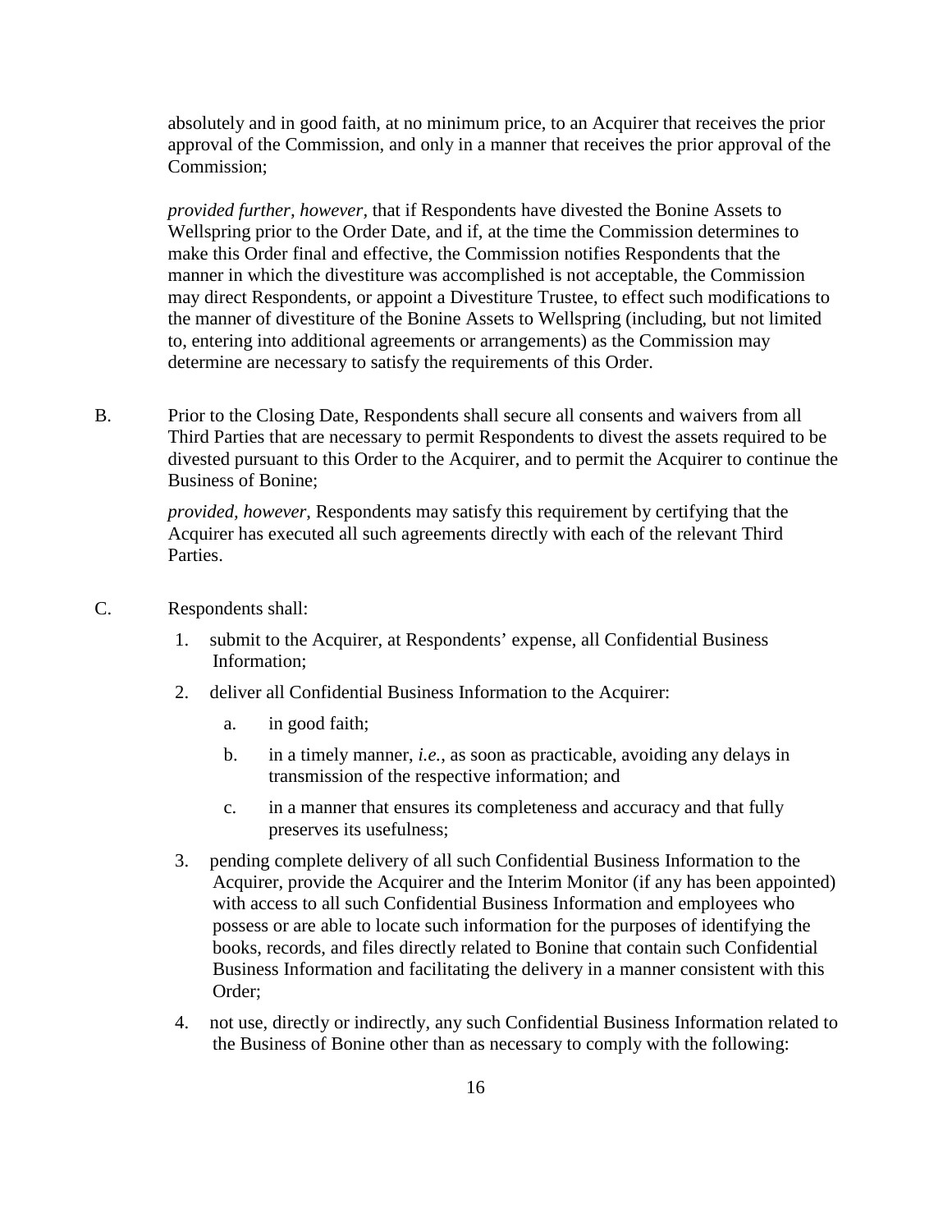absolutely and in good faith, at no minimum price, to an Acquirer that receives the prior approval of the Commission, and only in a manner that receives the prior approval of the Commission;

*provided further, however,* that if Respondents have divested the Bonine Assets to Wellspring prior to the Order Date, and if, at the time the Commission determines to make this Order final and effective, the Commission notifies Respondents that the manner in which the divestiture was accomplished is not acceptable, the Commission may direct Respondents, or appoint a Divestiture Trustee, to effect such modifications to the manner of divestiture of the Bonine Assets to Wellspring (including, but not limited to, entering into additional agreements or arrangements) as the Commission may determine are necessary to satisfy the requirements of this Order.

B. Prior to the Closing Date, Respondents shall secure all consents and waivers from all Third Parties that are necessary to permit Respondents to divest the assets required to be divested pursuant to this Order to the Acquirer, and to permit the Acquirer to continue the Business of Bonine;

*provided, however*, Respondents may satisfy this requirement by certifying that the Acquirer has executed all such agreements directly with each of the relevant Third Parties.

C. Respondents shall:

1. submit to the Acquirer, at Respondents' expense, all Confidential Business Information;
2. deliver all Confidential Business Information to the Acquirer:
   a. in good faith;
   b. in a timely manner, *i.e.*, as soon as practicable, avoiding any delays in transmission of the respective information; and
   c. in a manner that ensures its completeness and accuracy and that fully preserves its usefulness;
3. pending complete delivery of all such Confidential Business Information to the Acquirer, provide the Acquirer and the Interim Monitor (if any has been appointed) with access to all such Confidential Business Information and employees who possess or are able to locate such information for the purposes of identifying the books, records, and files directly related to Bonine that contain such Confidential Business Information and facilitating the delivery in a manner consistent with this Order;
4. not use, directly or indirectly, any such Confidential Business Information related to the Business of Bonine other than as necessary to comply with the following: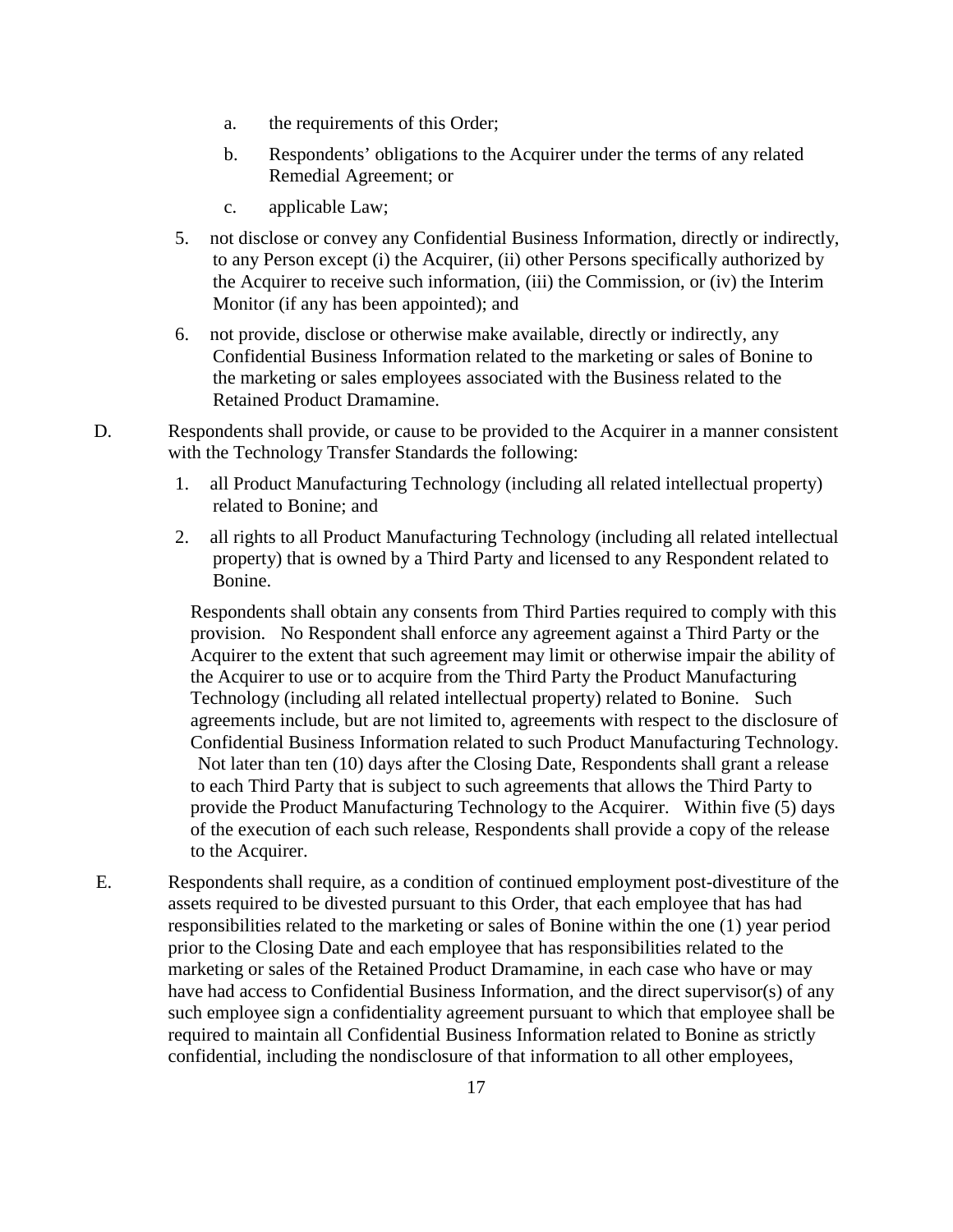a. the requirements of this Order;

b. Respondents' obligations to the Acquirer under the terms of any related Remedial Agreement; or

c. applicable Law;

5. not disclose or convey any Confidential Business Information, directly or indirectly, to any Person except (i) the Acquirer, (ii) other Persons specifically authorized by the Acquirer to receive such information, (iii) the Commission, or (iv) the Interim Monitor (if any has been appointed); and

6. not provide, disclose or otherwise make available, directly or indirectly, any Confidential Business Information related to the marketing or sales of Bonine to the marketing or sales employees associated with the Business related to the Retained Product Dramamine.

D. Respondents shall provide, or cause to be provided to the Acquirer in a manner consistent with the Technology Transfer Standards the following:

1. all Product Manufacturing Technology (including all related intellectual property) related to Bonine; and

2. all rights to all Product Manufacturing Technology (including all related intellectual property) that is owned by a Third Party and licensed to any Respondent related to Bonine.

Respondents shall obtain any consents from Third Parties required to comply with this provision. No Respondent shall enforce any agreement against a Third Party or the Acquirer to the extent that such agreement may limit or otherwise impair the ability of the Acquirer to use or to acquire from the Third Party the Product Manufacturing Technology (including all related intellectual property) related to Bonine. Such agreements include, but are not limited to, agreements with respect to the disclosure of Confidential Business Information related to such Product Manufacturing Technology. Not later than ten (10) days after the Closing Date, Respondents shall grant a release to each Third Party that is subject to such agreements that allows the Third Party to provide the Product Manufacturing Technology to the Acquirer. Within five (5) days of the execution of each such release, Respondents shall provide a copy of the release to the Acquirer.

E. Respondents shall require, as a condition of continued employment post-divestiture of the assets required to be divested pursuant to this Order, that each employee that has had responsibilities related to the marketing or sales of Bonine within the one (1) year period prior to the Closing Date and each employee that has responsibilities related to the marketing or sales of the Retained Product Dramamine, in each case who have or may have had access to Confidential Business Information, and the direct supervisor(s) of any such employee sign a confidentiality agreement pursuant to which that employee shall be required to maintain all Confidential Business Information related to Bonine as strictly confidential, including the nondisclosure of that information to all other employees,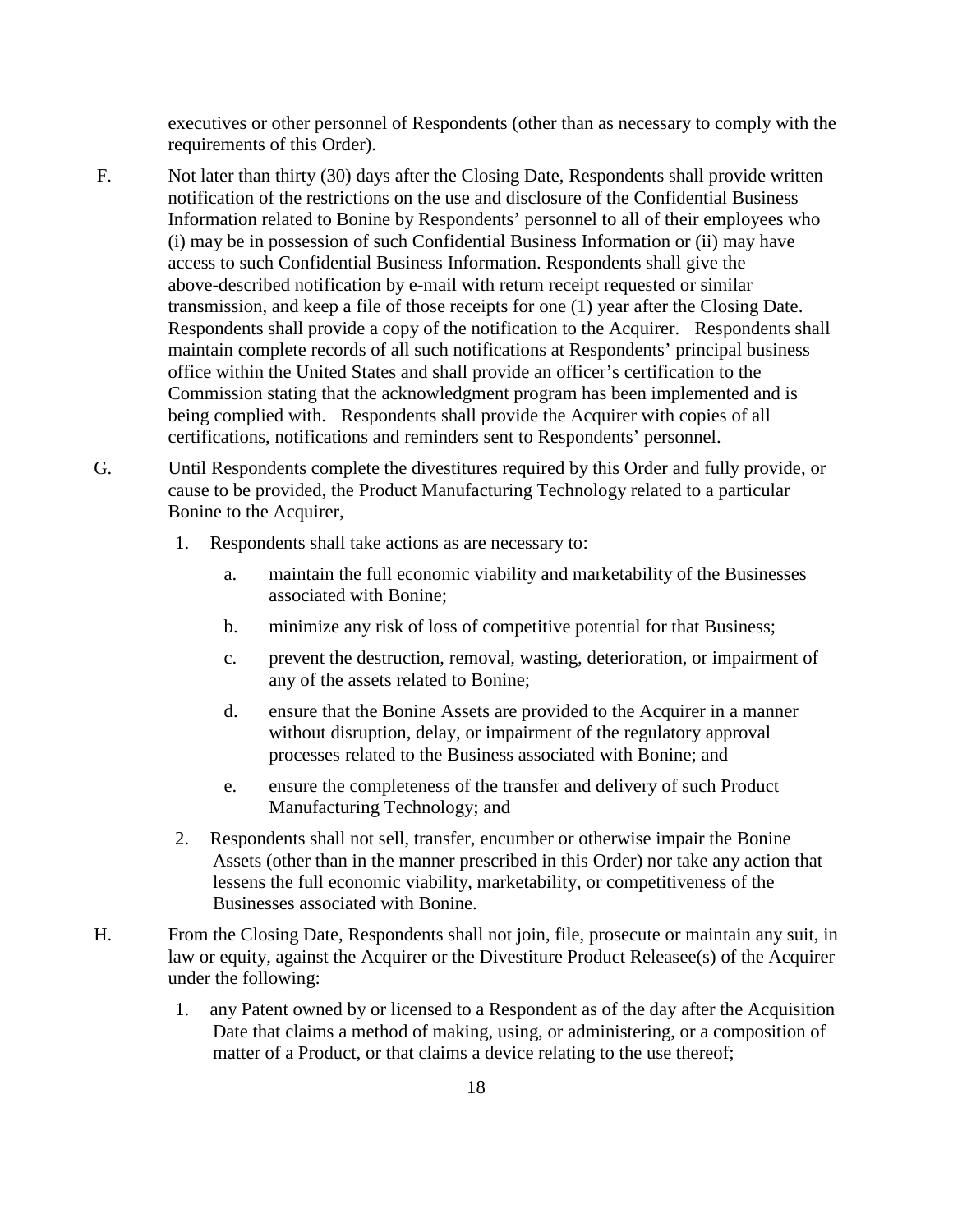executives or other personnel of Respondents (other than as necessary to comply with the requirements of this Order).

F. Not later than thirty (30) days after the Closing Date, Respondents shall provide written notification of the restrictions on the use and disclosure of the Confidential Business Information related to Bonine by Respondents' personnel to all of their employees who (i) may be in possession of such Confidential Business Information or (ii) may have access to such Confidential Business Information. Respondents shall give the above-described notification by e-mail with return receipt requested or similar transmission, and keep a file of those receipts for one (1) year after the Closing Date. Respondents shall provide a copy of the notification to the Acquirer. Respondents shall maintain complete records of all such notifications at Respondents' principal business office within the United States and shall provide an officer's certification to the Commission stating that the acknowledgment program has been implemented and is being complied with. Respondents shall provide the Acquirer with copies of all certifications, notifications and reminders sent to Respondents' personnel.

G. Until Respondents complete the divestitures required by this Order and fully provide, or cause to be provided, the Product Manufacturing Technology related to a particular Bonine to the Acquirer,

1. Respondents shall take actions as are necessary to:

   a. maintain the full economic viability and marketability of the Businesses associated with Bonine;

   b. minimize any risk of loss of competitive potential for that Business;

   c. prevent the destruction, removal, wasting, deterioration, or impairment of any of the assets related to Bonine;

   d. ensure that the Bonine Assets are provided to the Acquirer in a manner without disruption, delay, or impairment of the regulatory approval processes related to the Business associated with Bonine; and

   e. ensure the completeness of the transfer and delivery of such Product Manufacturing Technology; and

2. Respondents shall not sell, transfer, encumber or otherwise impair the Bonine Assets (other than in the manner prescribed in this Order) nor take any action that lessens the full economic viability, marketability, or competitiveness of the Businesses associated with Bonine.

H. From the Closing Date, Respondents shall not join, file, prosecute or maintain any suit, in law or equity, against the Acquirer or the Divestiture Product Releasee(s) of the Acquirer under the following:

1. any Patent owned by or licensed to a Respondent as of the day after the Acquisition Date that claims a method of making, using, or administering, or a composition of matter of a Product, or that claims a device relating to the use thereof;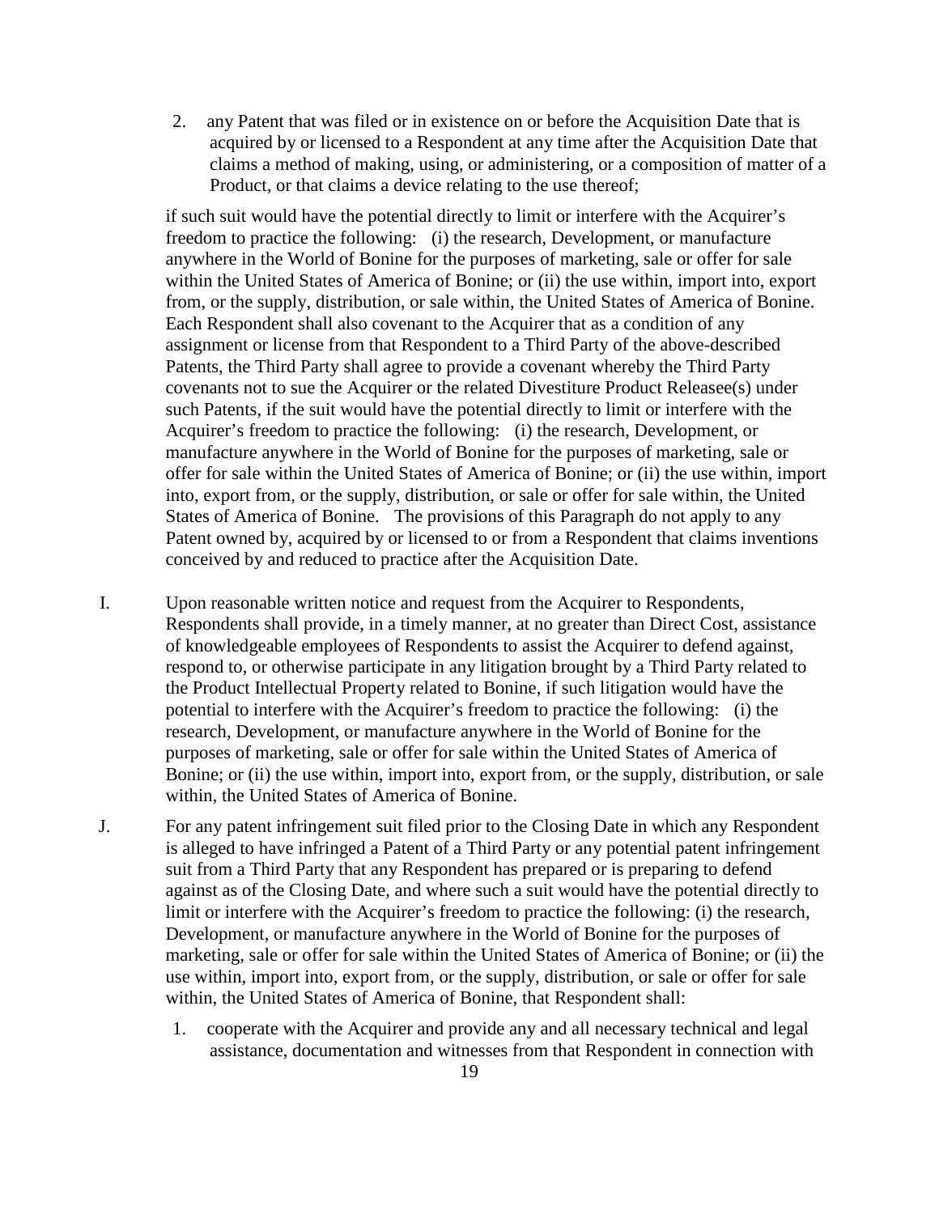2. any Patent that was filed or in existence on or before the Acquisition Date that is acquired by or licensed to a Respondent at any time after the Acquisition Date that claims a method of making, using, or administering, or a composition of matter of a Product, or that claims a device relating to the use thereof;

if such suit would have the potential directly to limit or interfere with the Acquirer's freedom to practice the following: (i) the research, Development, or manufacture anywhere in the World of Bonine for the purposes of marketing, sale or offer for sale within the United States of America of Bonine; or (ii) the use within, import into, export from, or the supply, distribution, or sale within, the United States of America of Bonine. Each Respondent shall also covenant to the Acquirer that as a condition of any assignment or license from that Respondent to a Third Party of the above-described Patents, the Third Party shall agree to provide a covenant whereby the Third Party covenants not to sue the Acquirer or the related Divestiture Product Releasee(s) under such Patents, if the suit would have the potential directly to limit or interfere with the Acquirer's freedom to practice the following: (i) the research, Development, or manufacture anywhere in the World of Bonine for the purposes of marketing, sale or offer for sale within the United States of America of Bonine; or (ii) the use within, import into, export from, or the supply, distribution, or sale or offer for sale within, the United States of America of Bonine. The provisions of this Paragraph do not apply to any Patent owned by, acquired by or licensed to or from a Respondent that claims inventions conceived by and reduced to practice after the Acquisition Date.

I. Upon reasonable written notice and request from the Acquirer to Respondents, Respondents shall provide, in a timely manner, at no greater than Direct Cost, assistance of knowledgeable employees of Respondents to assist the Acquirer to defend against, respond to, or otherwise participate in any litigation brought by a Third Party related to the Product Intellectual Property related to Bonine, if such litigation would have the potential to interfere with the Acquirer's freedom to practice the following: (i) the research, Development, or manufacture anywhere in the World of Bonine for the purposes of marketing, sale or offer for sale within the United States of America of Bonine; or (ii) the use within, import into, export from, or the supply, distribution, or sale within, the United States of America of Bonine.

J. For any patent infringement suit filed prior to the Closing Date in which any Respondent is alleged to have infringed a Patent of a Third Party or any potential patent infringement suit from a Third Party that any Respondent has prepared or is preparing to defend against as of the Closing Date, and where such a suit would have the potential directly to limit or interfere with the Acquirer's freedom to practice the following: (i) the research, Development, or manufacture anywhere in the World of Bonine for the purposes of marketing, sale or offer for sale within the United States of America of Bonine; or (ii) the use within, import into, export from, or the supply, distribution, or sale or offer for sale within, the United States of America of Bonine, that Respondent shall:

1. cooperate with the Acquirer and provide any and all necessary technical and legal assistance, documentation and witnesses from that Respondent in connection with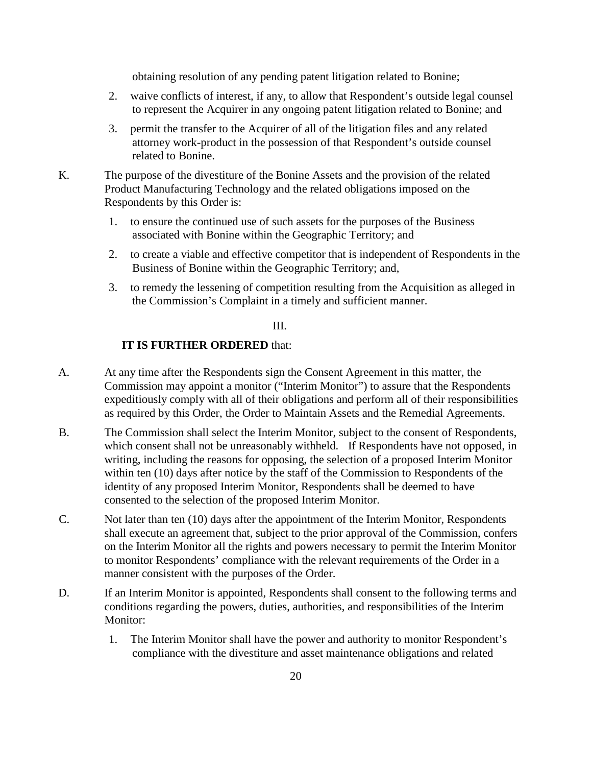obtaining resolution of any pending patent litigation related to Bonine;

2. waive conflicts of interest, if any, to allow that Respondent's outside legal counsel to represent the Acquirer in any ongoing patent litigation related to Bonine; and

3. permit the transfer to the Acquirer of all of the litigation files and any related attorney work-product in the possession of that Respondent's outside counsel related to Bonine.

K. The purpose of the divestiture of the Bonine Assets and the provision of the related Product Manufacturing Technology and the related obligations imposed on the Respondents by this Order is:

1. to ensure the continued use of such assets for the purposes of the Business associated with Bonine within the Geographic Territory; and

2. to create a viable and effective competitor that is independent of Respondents in the Business of Bonine within the Geographic Territory; and,

3. to remedy the lessening of competition resulting from the Acquisition as alleged in the Commission's Complaint in a timely and sufficient manner.

III.

**IT IS FURTHER ORDERED** that:

A. At any time after the Respondents sign the Consent Agreement in this matter, the Commission may appoint a monitor ("Interim Monitor") to assure that the Respondents expeditiously comply with all of their obligations and perform all of their responsibilities as required by this Order, the Order to Maintain Assets and the Remedial Agreements.

B. The Commission shall select the Interim Monitor, subject to the consent of Respondents, which consent shall not be unreasonably withheld. If Respondents have not opposed, in writing, including the reasons for opposing, the selection of a proposed Interim Monitor within ten (10) days after notice by the staff of the Commission to Respondents of the identity of any proposed Interim Monitor, Respondents shall be deemed to have consented to the selection of the proposed Interim Monitor.

C. Not later than ten (10) days after the appointment of the Interim Monitor, Respondents shall execute an agreement that, subject to the prior approval of the Commission, confers on the Interim Monitor all the rights and powers necessary to permit the Interim Monitor to monitor Respondents' compliance with the relevant requirements of the Order in a manner consistent with the purposes of the Order.

D. If an Interim Monitor is appointed, Respondents shall consent to the following terms and conditions regarding the powers, duties, authorities, and responsibilities of the Interim Monitor:

1. The Interim Monitor shall have the power and authority to monitor Respondent's compliance with the divestiture and asset maintenance obligations and related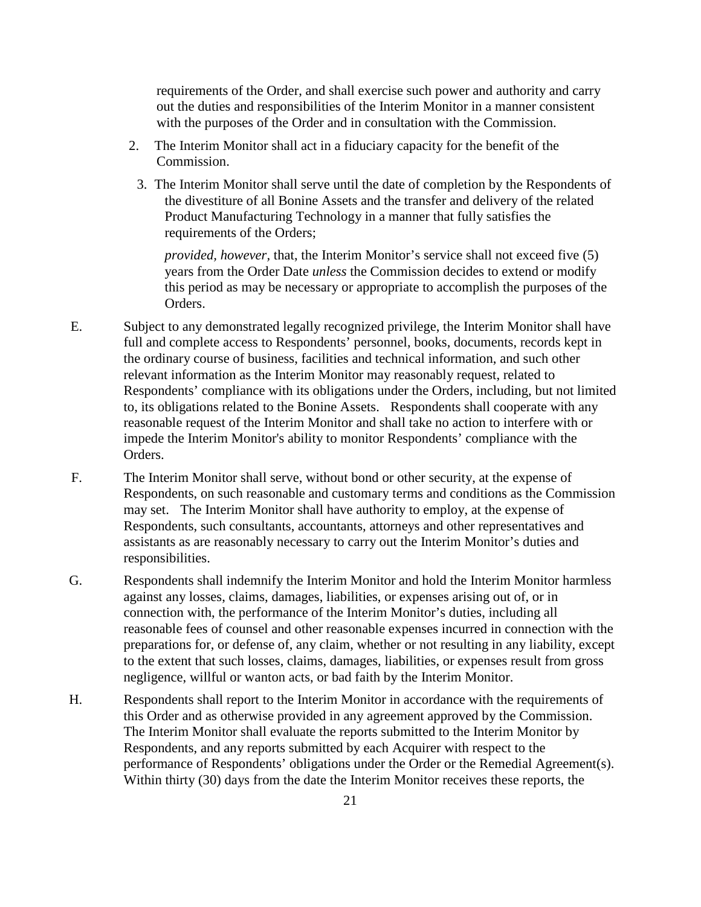requirements of the Order, and shall exercise such power and authority and carry out the duties and responsibilities of the Interim Monitor in a manner consistent with the purposes of the Order and in consultation with the Commission.

2. The Interim Monitor shall act in a fiduciary capacity for the benefit of the Commission.

3. The Interim Monitor shall serve until the date of completion by the Respondents of the divestiture of all Bonine Assets and the transfer and delivery of the related Product Manufacturing Technology in a manner that fully satisfies the requirements of the Orders;

   *provided, however*, that, the Interim Monitor's service shall not exceed five (5) years from the Order Date *unless* the Commission decides to extend or modify this period as may be necessary or appropriate to accomplish the purposes of the Orders.

E. Subject to any demonstrated legally recognized privilege, the Interim Monitor shall have full and complete access to Respondents' personnel, books, documents, records kept in the ordinary course of business, facilities and technical information, and such other relevant information as the Interim Monitor may reasonably request, related to Respondents' compliance with its obligations under the Orders, including, but not limited to, its obligations related to the Bonine Assets. Respondents shall cooperate with any reasonable request of the Interim Monitor and shall take no action to interfere with or impede the Interim Monitor's ability to monitor Respondents' compliance with the Orders.

F. The Interim Monitor shall serve, without bond or other security, at the expense of Respondents, on such reasonable and customary terms and conditions as the Commission may set. The Interim Monitor shall have authority to employ, at the expense of Respondents, such consultants, accountants, attorneys and other representatives and assistants as are reasonably necessary to carry out the Interim Monitor's duties and responsibilities.

G. Respondents shall indemnify the Interim Monitor and hold the Interim Monitor harmless against any losses, claims, damages, liabilities, or expenses arising out of, or in connection with, the performance of the Interim Monitor's duties, including all reasonable fees of counsel and other reasonable expenses incurred in connection with the preparations for, or defense of, any claim, whether or not resulting in any liability, except to the extent that such losses, claims, damages, liabilities, or expenses result from gross negligence, willful or wanton acts, or bad faith by the Interim Monitor.

H. Respondents shall report to the Interim Monitor in accordance with the requirements of this Order and as otherwise provided in any agreement approved by the Commission. The Interim Monitor shall evaluate the reports submitted to the Interim Monitor by Respondents, and any reports submitted by each Acquirer with respect to the performance of Respondents' obligations under the Order or the Remedial Agreement(s). Within thirty (30) days from the date the Interim Monitor receives these reports, the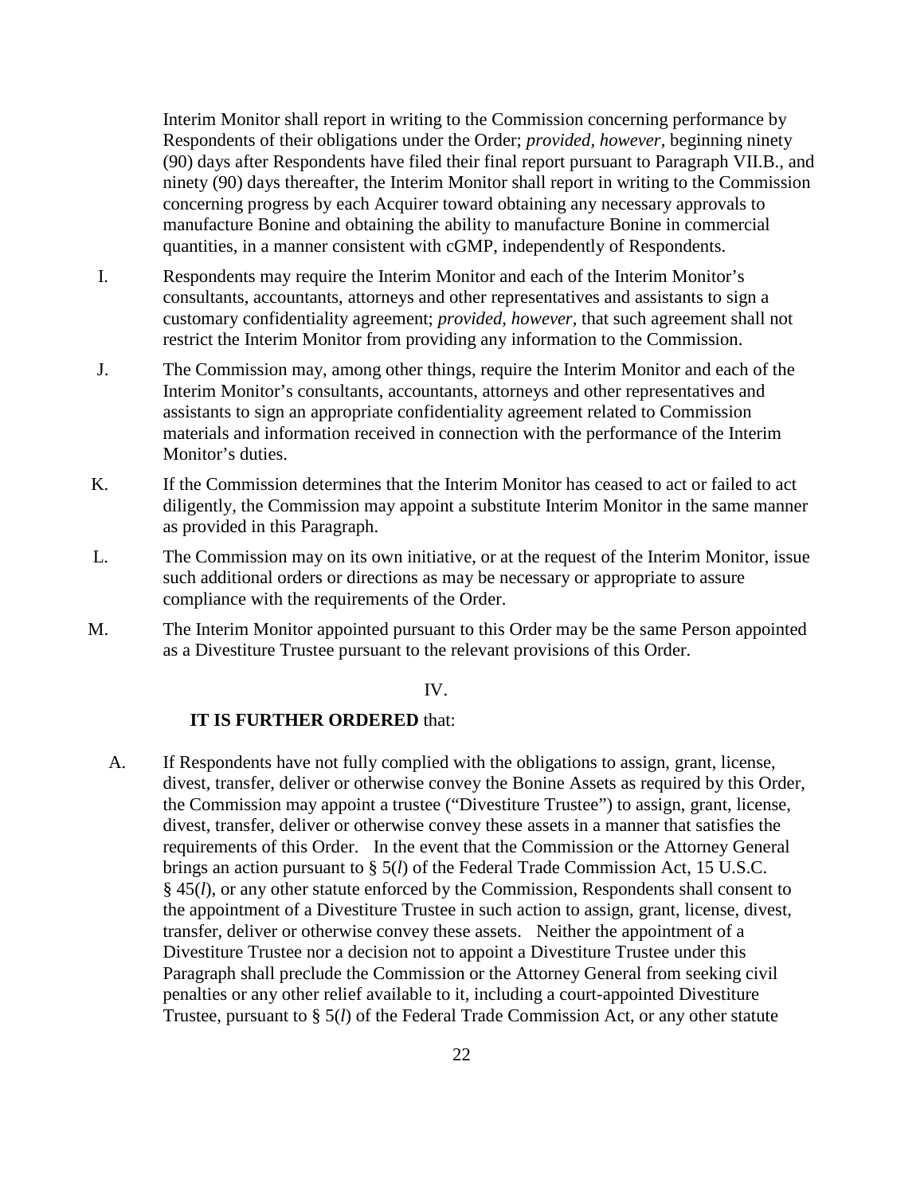Interim Monitor shall report in writing to the Commission concerning performance by Respondents of their obligations under the Order; *provided, however*, beginning ninety (90) days after Respondents have filed their final report pursuant to Paragraph VII.B., and ninety (90) days thereafter, the Interim Monitor shall report in writing to the Commission concerning progress by each Acquirer toward obtaining any necessary approvals to manufacture Bonine and obtaining the ability to manufacture Bonine in commercial quantities, in a manner consistent with cGMP, independently of Respondents.

I. Respondents may require the Interim Monitor and each of the Interim Monitor's consultants, accountants, attorneys and other representatives and assistants to sign a customary confidentiality agreement; *provided, however,* that such agreement shall not restrict the Interim Monitor from providing any information to the Commission.

J. The Commission may, among other things, require the Interim Monitor and each of the Interim Monitor's consultants, accountants, attorneys and other representatives and assistants to sign an appropriate confidentiality agreement related to Commission materials and information received in connection with the performance of the Interim Monitor's duties.

K. If the Commission determines that the Interim Monitor has ceased to act or failed to act diligently, the Commission may appoint a substitute Interim Monitor in the same manner as provided in this Paragraph.

L. The Commission may on its own initiative, or at the request of the Interim Monitor, issue such additional orders or directions as may be necessary or appropriate to assure compliance with the requirements of the Order.

M. The Interim Monitor appointed pursuant to this Order may be the same Person appointed as a Divestiture Trustee pursuant to the relevant provisions of this Order.

IV.

**IT IS FURTHER ORDERED** that:

A. If Respondents have not fully complied with the obligations to assign, grant, license, divest, transfer, deliver or otherwise convey the Bonine Assets as required by this Order, the Commission may appoint a trustee ("Divestiture Trustee") to assign, grant, license, divest, transfer, deliver or otherwise convey these assets in a manner that satisfies the requirements of this Order. In the event that the Commission or the Attorney General brings an action pursuant to § 5(*l*) of the Federal Trade Commission Act, 15 U.S.C. § 45(*l*), or any other statute enforced by the Commission, Respondents shall consent to the appointment of a Divestiture Trustee in such action to assign, grant, license, divest, transfer, deliver or otherwise convey these assets. Neither the appointment of a Divestiture Trustee nor a decision not to appoint a Divestiture Trustee under this Paragraph shall preclude the Commission or the Attorney General from seeking civil penalties or any other relief available to it, including a court-appointed Divestiture Trustee, pursuant to § 5(*l*) of the Federal Trade Commission Act, or any other statute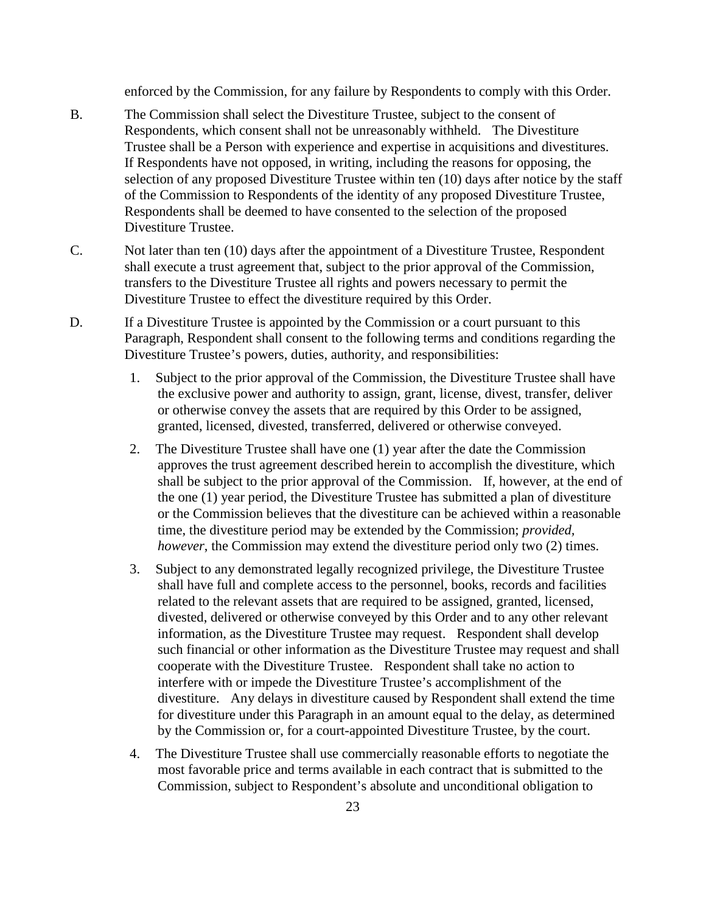enforced by the Commission, for any failure by Respondents to comply with this Order.

B. The Commission shall select the Divestiture Trustee, subject to the consent of Respondents, which consent shall not be unreasonably withheld. The Divestiture Trustee shall be a Person with experience and expertise in acquisitions and divestitures. If Respondents have not opposed, in writing, including the reasons for opposing, the selection of any proposed Divestiture Trustee within ten (10) days after notice by the staff of the Commission to Respondents of the identity of any proposed Divestiture Trustee, Respondents shall be deemed to have consented to the selection of the proposed Divestiture Trustee.

C. Not later than ten (10) days after the appointment of a Divestiture Trustee, Respondent shall execute a trust agreement that, subject to the prior approval of the Commission, transfers to the Divestiture Trustee all rights and powers necessary to permit the Divestiture Trustee to effect the divestiture required by this Order.

D. If a Divestiture Trustee is appointed by the Commission or a court pursuant to this Paragraph, Respondent shall consent to the following terms and conditions regarding the Divestiture Trustee's powers, duties, authority, and responsibilities:

1. Subject to the prior approval of the Commission, the Divestiture Trustee shall have the exclusive power and authority to assign, grant, license, divest, transfer, deliver or otherwise convey the assets that are required by this Order to be assigned, granted, licensed, divested, transferred, delivered or otherwise conveyed.

2. The Divestiture Trustee shall have one (1) year after the date the Commission approves the trust agreement described herein to accomplish the divestiture, which shall be subject to the prior approval of the Commission. If, however, at the end of the one (1) year period, the Divestiture Trustee has submitted a plan of divestiture or the Commission believes that the divestiture can be achieved within a reasonable time, the divestiture period may be extended by the Commission; *provided, however*, the Commission may extend the divestiture period only two (2) times.

3. Subject to any demonstrated legally recognized privilege, the Divestiture Trustee shall have full and complete access to the personnel, books, records and facilities related to the relevant assets that are required to be assigned, granted, licensed, divested, delivered or otherwise conveyed by this Order and to any other relevant information, as the Divestiture Trustee may request. Respondent shall develop such financial or other information as the Divestiture Trustee may request and shall cooperate with the Divestiture Trustee. Respondent shall take no action to interfere with or impede the Divestiture Trustee's accomplishment of the divestiture. Any delays in divestiture caused by Respondent shall extend the time for divestiture under this Paragraph in an amount equal to the delay, as determined by the Commission or, for a court-appointed Divestiture Trustee, by the court.

4. The Divestiture Trustee shall use commercially reasonable efforts to negotiate the most favorable price and terms available in each contract that is submitted to the Commission, subject to Respondent's absolute and unconditional obligation to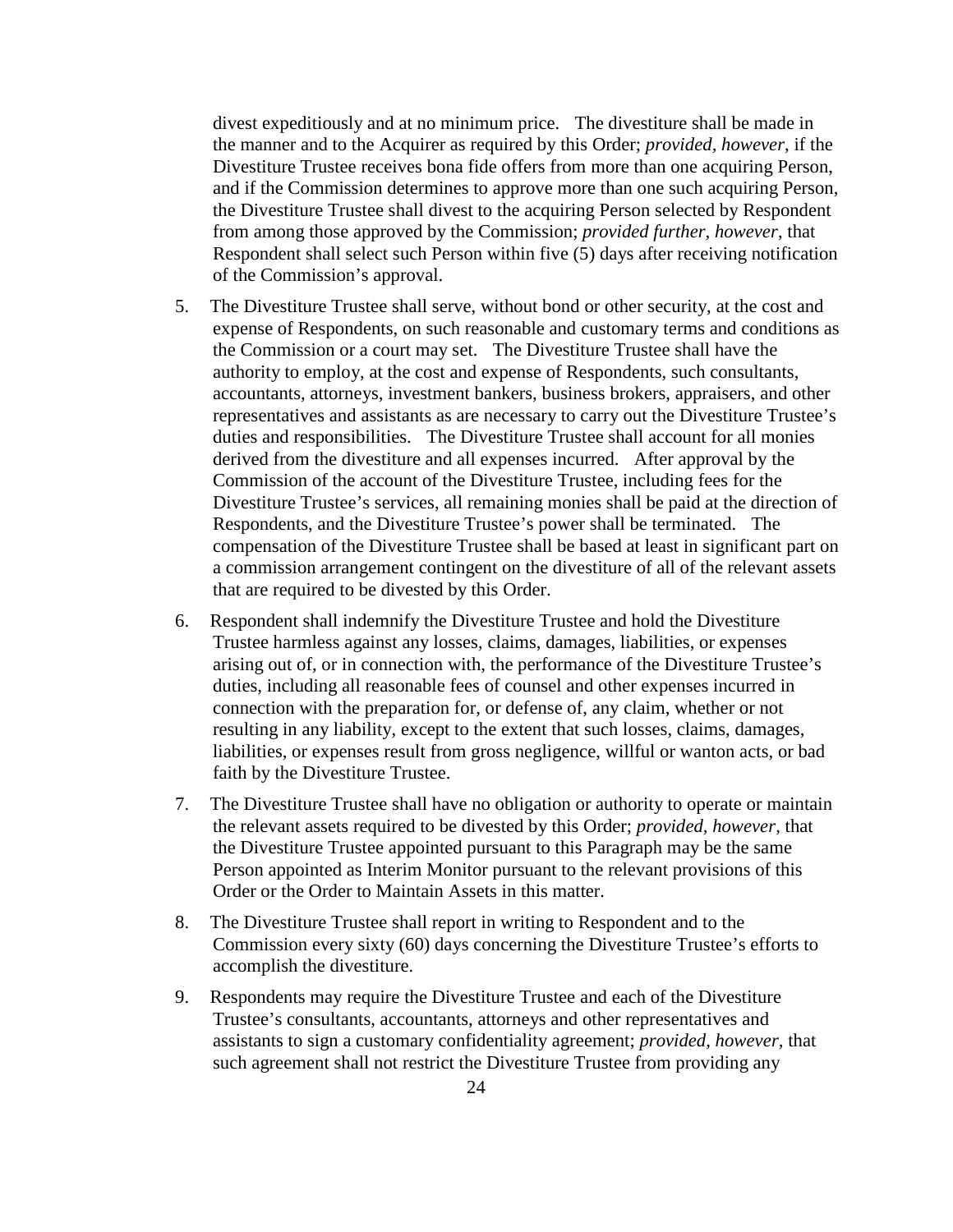divest expeditiously and at no minimum price. The divestiture shall be made in the manner and to the Acquirer as required by this Order; *provided, however*, if the Divestiture Trustee receives bona fide offers from more than one acquiring Person, and if the Commission determines to approve more than one such acquiring Person, the Divestiture Trustee shall divest to the acquiring Person selected by Respondent from among those approved by the Commission; *provided further, however*, that Respondent shall select such Person within five (5) days after receiving notification of the Commission's approval.

5. The Divestiture Trustee shall serve, without bond or other security, at the cost and expense of Respondents, on such reasonable and customary terms and conditions as the Commission or a court may set. The Divestiture Trustee shall have the authority to employ, at the cost and expense of Respondents, such consultants, accountants, attorneys, investment bankers, business brokers, appraisers, and other representatives and assistants as are necessary to carry out the Divestiture Trustee's duties and responsibilities. The Divestiture Trustee shall account for all monies derived from the divestiture and all expenses incurred. After approval by the Commission of the account of the Divestiture Trustee, including fees for the Divestiture Trustee's services, all remaining monies shall be paid at the direction of Respondents, and the Divestiture Trustee's power shall be terminated. The compensation of the Divestiture Trustee shall be based at least in significant part on a commission arrangement contingent on the divestiture of all of the relevant assets that are required to be divested by this Order.

6. Respondent shall indemnify the Divestiture Trustee and hold the Divestiture Trustee harmless against any losses, claims, damages, liabilities, or expenses arising out of, or in connection with, the performance of the Divestiture Trustee's duties, including all reasonable fees of counsel and other expenses incurred in connection with the preparation for, or defense of, any claim, whether or not resulting in any liability, except to the extent that such losses, claims, damages, liabilities, or expenses result from gross negligence, willful or wanton acts, or bad faith by the Divestiture Trustee.

7. The Divestiture Trustee shall have no obligation or authority to operate or maintain the relevant assets required to be divested by this Order; *provided, however,* that the Divestiture Trustee appointed pursuant to this Paragraph may be the same Person appointed as Interim Monitor pursuant to the relevant provisions of this Order or the Order to Maintain Assets in this matter.

8. The Divestiture Trustee shall report in writing to Respondent and to the Commission every sixty (60) days concerning the Divestiture Trustee's efforts to accomplish the divestiture.

9. Respondents may require the Divestiture Trustee and each of the Divestiture Trustee's consultants, accountants, attorneys and other representatives and assistants to sign a customary confidentiality agreement; *provided, however,* that such agreement shall not restrict the Divestiture Trustee from providing any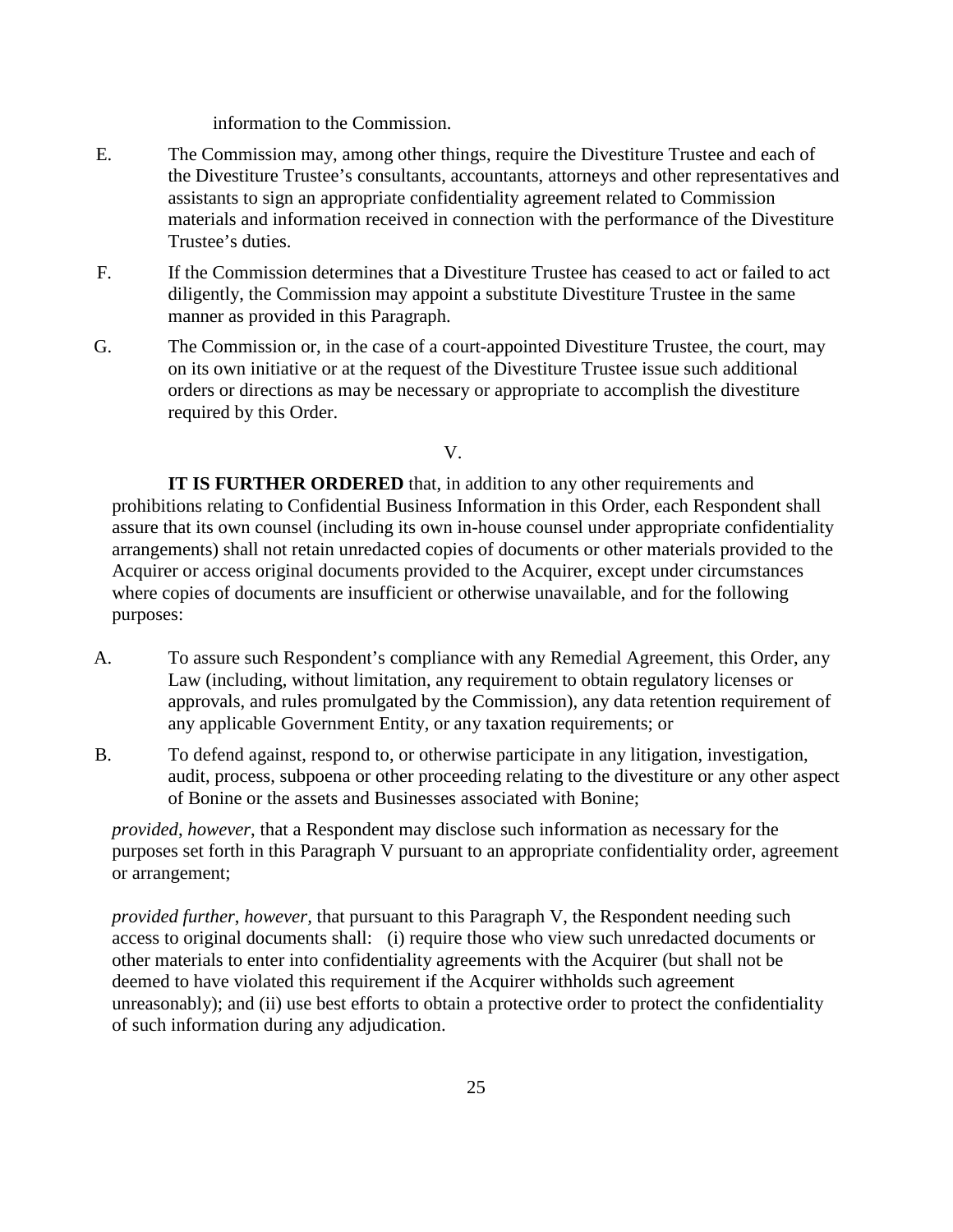information to the Commission.

E. The Commission may, among other things, require the Divestiture Trustee and each of the Divestiture Trustee's consultants, accountants, attorneys and other representatives and assistants to sign an appropriate confidentiality agreement related to Commission materials and information received in connection with the performance of the Divestiture Trustee's duties.

F. If the Commission determines that a Divestiture Trustee has ceased to act or failed to act diligently, the Commission may appoint a substitute Divestiture Trustee in the same manner as provided in this Paragraph.

G. The Commission or, in the case of a court-appointed Divestiture Trustee, the court, may on its own initiative or at the request of the Divestiture Trustee issue such additional orders or directions as may be necessary or appropriate to accomplish the divestiture required by this Order.

V.

**IT IS FURTHER ORDERED** that, in addition to any other requirements and prohibitions relating to Confidential Business Information in this Order, each Respondent shall assure that its own counsel (including its own in-house counsel under appropriate confidentiality arrangements) shall not retain unredacted copies of documents or other materials provided to the Acquirer or access original documents provided to the Acquirer, except under circumstances where copies of documents are insufficient or otherwise unavailable, and for the following purposes:

A. To assure such Respondent's compliance with any Remedial Agreement, this Order, any Law (including, without limitation, any requirement to obtain regulatory licenses or approvals, and rules promulgated by the Commission), any data retention requirement of any applicable Government Entity, or any taxation requirements; or

B. To defend against, respond to, or otherwise participate in any litigation, investigation, audit, process, subpoena or other proceeding relating to the divestiture or any other aspect of Bonine or the assets and Businesses associated with Bonine;

*provided*, *however*, that a Respondent may disclose such information as necessary for the purposes set forth in this Paragraph V pursuant to an appropriate confidentiality order, agreement or arrangement;

*provided further*, *however*, that pursuant to this Paragraph V, the Respondent needing such access to original documents shall: (i) require those who view such unredacted documents or other materials to enter into confidentiality agreements with the Acquirer (but shall not be deemed to have violated this requirement if the Acquirer withholds such agreement unreasonably); and (ii) use best efforts to obtain a protective order to protect the confidentiality of such information during any adjudication.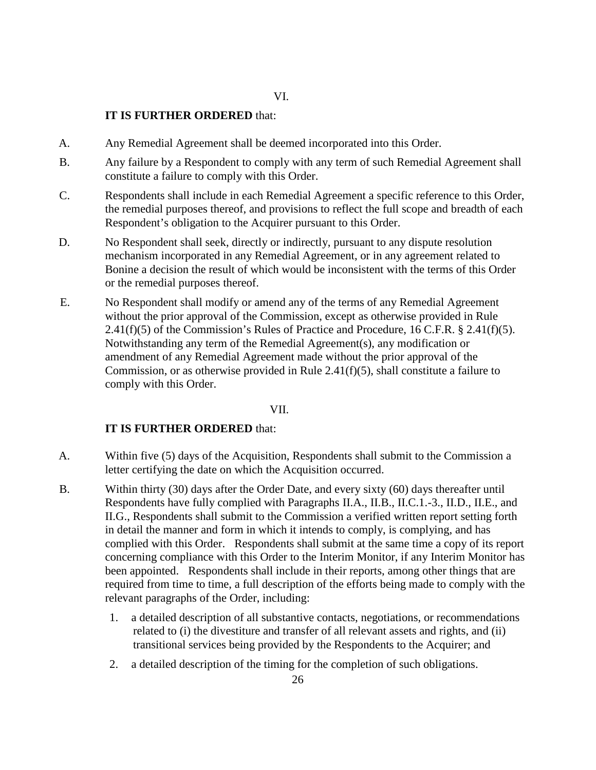VI.

**IT IS FURTHER ORDERED** that:

A. Any Remedial Agreement shall be deemed incorporated into this Order.

B. Any failure by a Respondent to comply with any term of such Remedial Agreement shall constitute a failure to comply with this Order.

C. Respondents shall include in each Remedial Agreement a specific reference to this Order, the remedial purposes thereof, and provisions to reflect the full scope and breadth of each Respondent's obligation to the Acquirer pursuant to this Order.

D. No Respondent shall seek, directly or indirectly, pursuant to any dispute resolution mechanism incorporated in any Remedial Agreement, or in any agreement related to Bonine a decision the result of which would be inconsistent with the terms of this Order or the remedial purposes thereof.

E. No Respondent shall modify or amend any of the terms of any Remedial Agreement without the prior approval of the Commission, except as otherwise provided in Rule 2.41(f)(5) of the Commission's Rules of Practice and Procedure, 16 C.F.R. § 2.41(f)(5). Notwithstanding any term of the Remedial Agreement(s), any modification or amendment of any Remedial Agreement made without the prior approval of the Commission, or as otherwise provided in Rule 2.41(f)(5), shall constitute a failure to comply with this Order.

VII.

**IT IS FURTHER ORDERED** that:

A. Within five (5) days of the Acquisition, Respondents shall submit to the Commission a letter certifying the date on which the Acquisition occurred.

B. Within thirty (30) days after the Order Date, and every sixty (60) days thereafter until Respondents have fully complied with Paragraphs II.A., II.B., II.C.1.-3., II.D., II.E., and II.G., Respondents shall submit to the Commission a verified written report setting forth in detail the manner and form in which it intends to comply, is complying, and has complied with this Order. Respondents shall submit at the same time a copy of its report concerning compliance with this Order to the Interim Monitor, if any Interim Monitor has been appointed. Respondents shall include in their reports, among other things that are required from time to time, a full description of the efforts being made to comply with the relevant paragraphs of the Order, including:

1. a detailed description of all substantive contacts, negotiations, or recommendations related to (i) the divestiture and transfer of all relevant assets and rights, and (ii) transitional services being provided by the Respondents to the Acquirer; and

2. a detailed description of the timing for the completion of such obligations.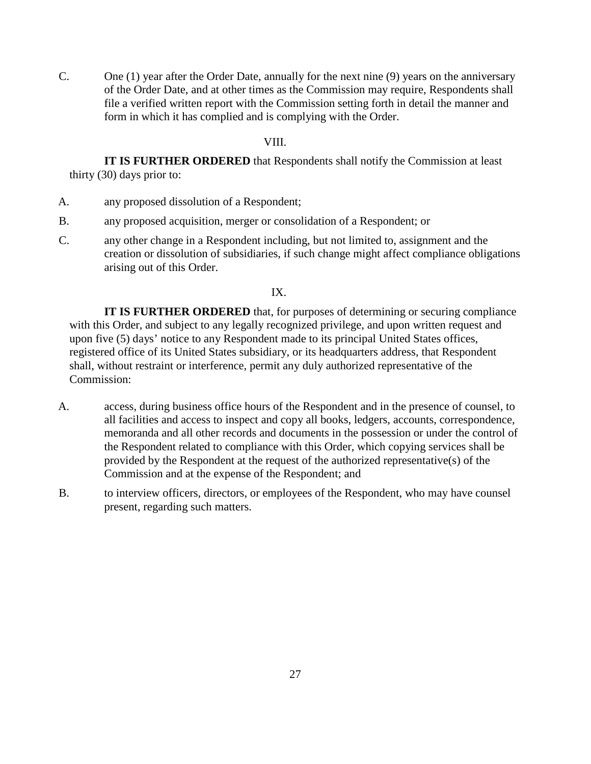C. One (1) year after the Order Date, annually for the next nine (9) years on the anniversary of the Order Date, and at other times as the Commission may require, Respondents shall file a verified written report with the Commission setting forth in detail the manner and form in which it has complied and is complying with the Order.

VIII.

**IT IS FURTHER ORDERED** that Respondents shall notify the Commission at least thirty (30) days prior to:

A. any proposed dissolution of a Respondent;

B. any proposed acquisition, merger or consolidation of a Respondent; or

C. any other change in a Respondent including, but not limited to, assignment and the creation or dissolution of subsidiaries, if such change might affect compliance obligations arising out of this Order.

IX.

**IT IS FURTHER ORDERED** that, for purposes of determining or securing compliance with this Order, and subject to any legally recognized privilege, and upon written request and upon five (5) days' notice to any Respondent made to its principal United States offices, registered office of its United States subsidiary, or its headquarters address, that Respondent shall, without restraint or interference, permit any duly authorized representative of the Commission:

A. access, during business office hours of the Respondent and in the presence of counsel, to all facilities and access to inspect and copy all books, ledgers, accounts, correspondence, memoranda and all other records and documents in the possession or under the control of the Respondent related to compliance with this Order, which copying services shall be provided by the Respondent at the request of the authorized representative(s) of the Commission and at the expense of the Respondent; and

B. to interview officers, directors, or employees of the Respondent, who may have counsel present, regarding such matters.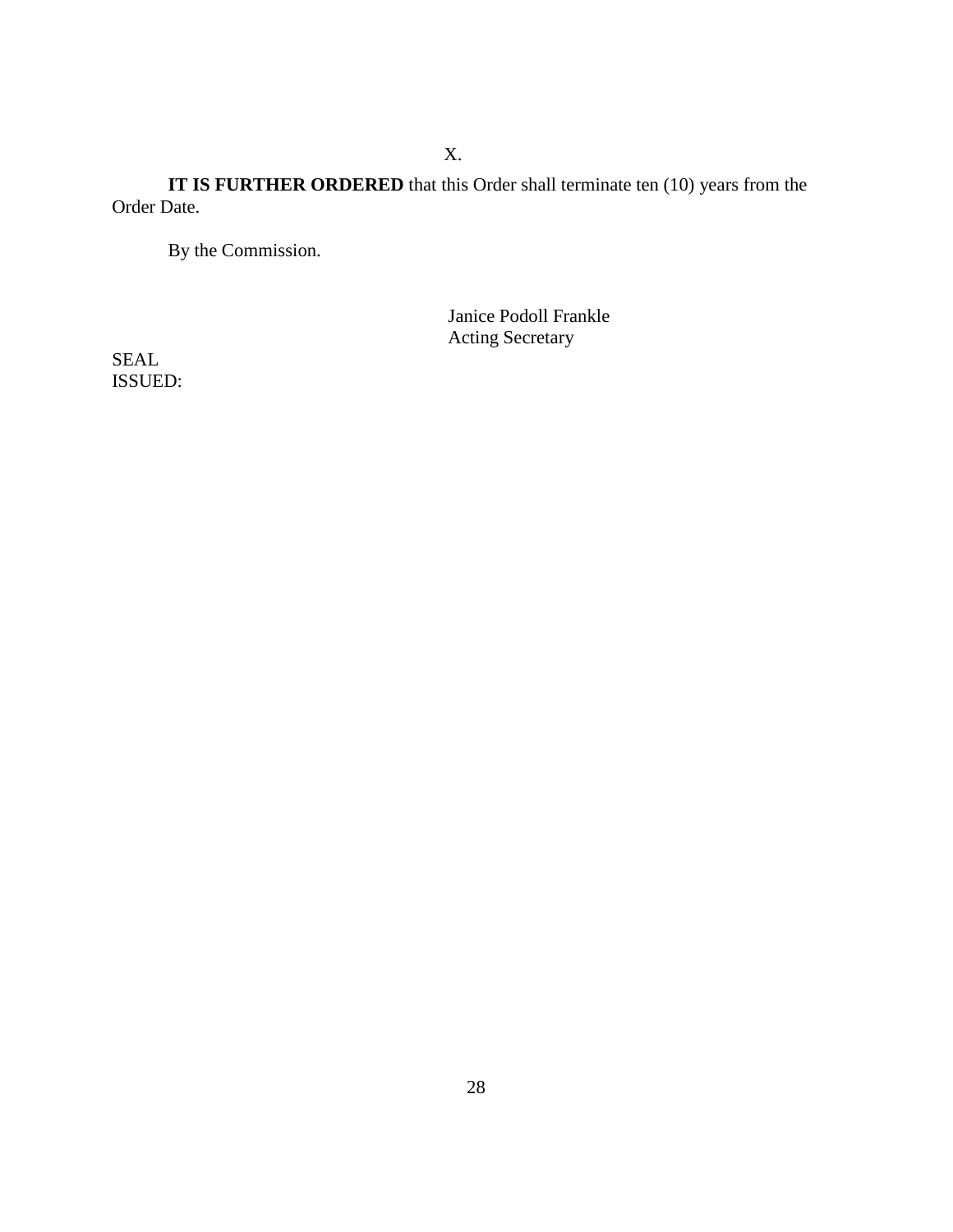X.

**IT IS FURTHER ORDERED** that this Order shall terminate ten (10) years from the Order Date.

By the Commission.

Janice Podoll Frankle
Acting Secretary

SEAL
ISSUED: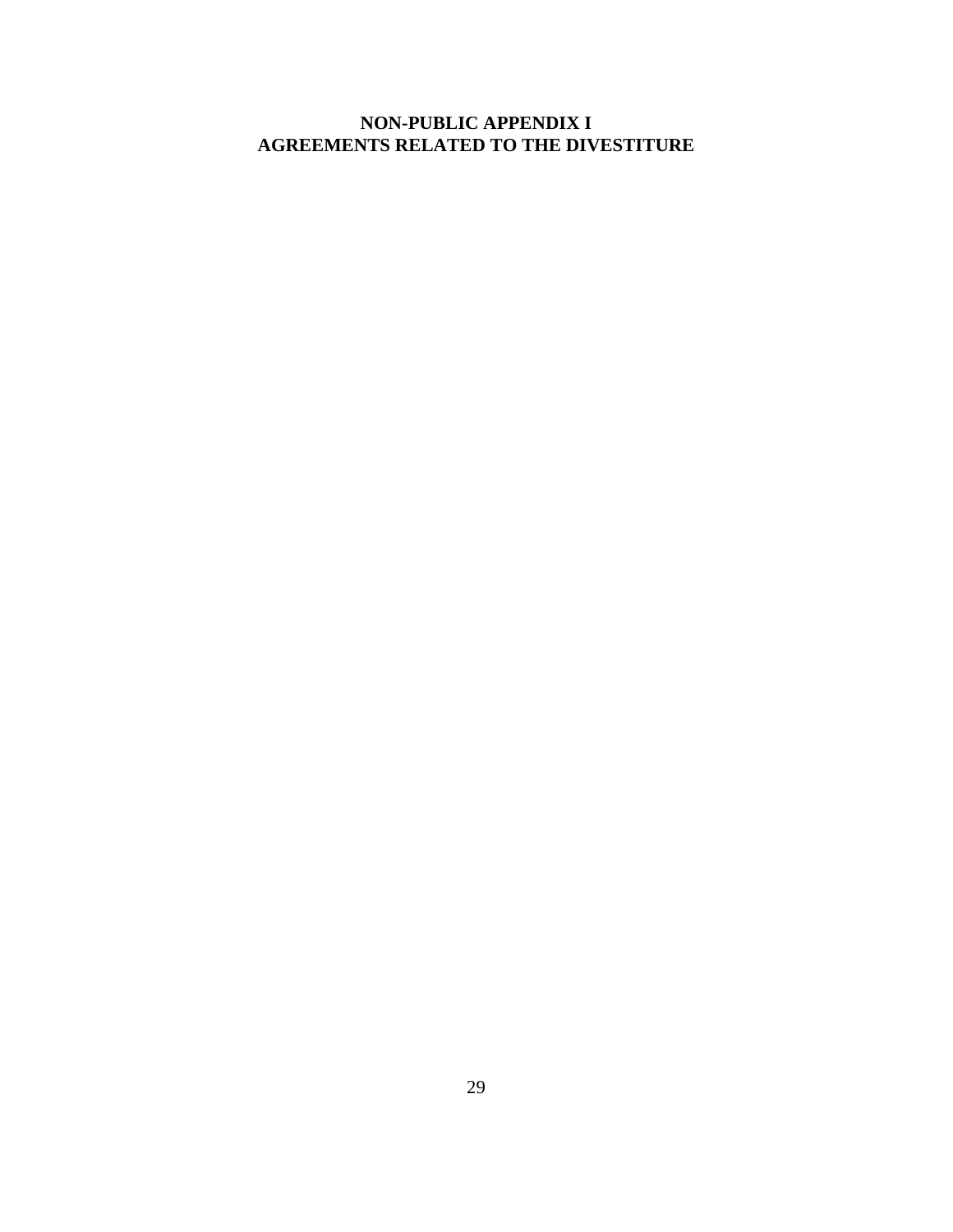# NON-PUBLIC APPENDIX I
# AGREEMENTS RELATED TO THE DIVESTITURE